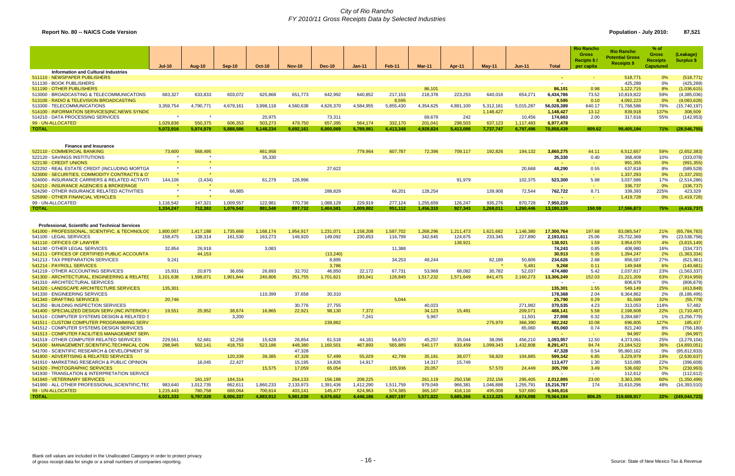# City of Rio Rancho
## FY 2010/11 Gross Receipts Data by Selected Industries

**Report No. 80 -- NAICS Code Version**

**Population - July 2010: 87,521**

| | Jul-10 | Aug-10 | Sep-10 | Oct-10 | Nov-10 | Dec-10 | Jan-11 | Feb-11 | Mar-11 | Apr-11 | May-11 | Jun-11 | Total | Rio Rancho Gross Recipts $ / per capita | Rio Rancho Potential Gross Receipts $ | % of Gross Receipts Captured | (Leakage) Surplus $ |
|---|---|---|---|---|---|---|---|---|---|---|---|---|---|---|---|---|---|
| **Information and Cultural Industries** | | | | | | | | | | | | | | | | | |
| 511110 - NEWSPAPER PUBLISHERS | | | | | | | | | | | | | - | - | 518,771 | 0% | (518,771) |
| 511130 - BOOK PUBLISHERS | | | | | | | | | | | | | - | - | 425,289 | 0% | (425,289) |
| 511190 - OTHER PUBLISHERS | | | | | | | | | 86,101 | | | | 86,101 | 0.98 | 1,122,715 | 8% | (1,036,615) |
| 513000 - BROADCASTING & TELECOMMUNICATONS | 683,327 | 633,833 | 603,072 | 625,868 | 651,773 | 642,992 | 640,852 | 217,153 | 218,378 | 223,253 | 640,016 | 654,271 | 6,434,786 | 73.52 | 10,819,822 | 59% | (4,385,036) |
| 513100 - RADIO & TELEVISION BROADCASTING | | | | | | | | 8,595 | | | | | 8,595 | 0.10 | 4,092,223 | 0% | (4,083,628) |
| 513300 - TELECOMMUNICATIONS | 3,359,754 | 4,790,771 | 4,679,161 | 3,998,118 | 4,560,638 | 4,626,370 | 4,584,955 | 5,855,430 | 4,354,625 | 4,891,100 | 5,312,181 | 5,015,287 | 56,028,389 | 640.17 | 71,768,586 | 78% | (15,740,197) |
| 514100 - INFORMATION SERVICES(INC.NEWS SYNDIC | | | | | | | | | | 1,148,427 | | | 1,148,427 | 13.12 | 839,918 | 137% | 308,509 |
| 514210 - DATA PROCESSING SERVICES | * | * | | 20,975 | | 73,311 | | | 69,679 | 242 | | 10,456 | 174,663 | 2.00 | 317,616 | 55% | (142,953) |
| 99 - UN-ALLOCATED | 1,029,836 | 550,375 | 606,353 | 503,273 | 479,750 | 657,395 | 564,174 | 332,170 | 201,041 | 298,503 | 637,123 | 1,117,483 | 6,977,478 | | | | |
| **TOTAL** | **5,072,916** | **5,974,979** | **5,888,586** | **5,148,234** | **5,692,161** | **6,000,069** | **5,789,981** | **6,413,348** | **4,929,824** | **5,413,098** | **7,737,747** | **6,797,496** | **70,858,439** | **809.62** | **99,405,194** | **71%** | **(28,546,755)** |
| **Finance and Insurance** | | | | | | | | | | | | | | | | | |
| 522110 - COMMERCIAL BANKING | 73,600 | 568,495 | | 661,958 | | | 779,964 | 607,787 | 72,396 | 709,117 | 192,826 | 194,132 | 3,860,275 | 44.11 | 6,512,657 | 59% | (2,652,383) |
| 522120 - SAVINGS INSTITUTIONS | * | * | | 35,330 | | | | | | | | | 35,330 | 0.40 | 368,408 | 10% | (333,078) |
| 522130 - CREDIT UNIONS | * | * | | | | | | | | | | | - | - | 991,355 | 0% | (991,355) |
| 522292 - REAL ESTATE CREDIT (INCLUDING MORTGA | * | * | | | | 27,622 | | | | | | 20,668 | 48,290 | 0.55 | 637,818 | 8% | (589,528) |
| 523000 - SECURITIES, COMMODITY CONTRACTS & O | * | * | | | | | | | | | | | - | - | 1,337,293 | 0% | (1,337,293) |
| 524000 - INSURANCE CARRIERS & RELATED ACTIVITI | 144,106 | (3,434) | | 61,279 | 126,996 | | | | | 91,979 | | 102,375 | 523,300 | 5.98 | 3,037,586 | 17% | (2,514,286) |
| 524210 - INSURANCE AGENCIES & BROKERAGE | * | * | | | | | | | | | | | - | - | 336,737 | 0% | (336,737) |
| 524290 - OTHER INSURANCE RELATED ACTIVITIES | * | * | 66,985 | | | 288,829 | | 66,201 | 128,254 | | 139,908 | 72,544 | 762,722 | 8.71 | 339,393 | 225% | 423,329 |
| 525990 - OTHER FINANCIAL VEHICLES | * | * | | | | | | | | | | | - | - | 1,419,728 | 0% | (1,419,728) |
| 99 - UN-ALLOCATED | 1,116,542 | 147,321 | 1,009,557 | 122,981 | 770,736 | 1,088,129 | 229,919 | 277,124 | 1,255,659 | 126,247 | 935,276 | 870,728 | 7,950,219 | | | | |
| **TOTAL** | **1,334,247** | **712,382** | **1,076,542** | **881,548** | **897,732** | **1,404,581** | **1,009,882** | **951,112** | **1,456,310** | **927,343** | **1,268,011** | **1,260,446** | **13,180,135** | **150.59** | **17,596,873** | **75%** | **(4,416,737)** |
| **Professional, Scientific and Technical Services** | | | | | | | | | | | | | | | | | |
| 541000 - PROFESSIONAL, SCIENTIFIC, & TECHNOLOG | 1,800,007 | 1,417,188 | 1,735,668 | 1,168,174 | 1,954,917 | 1,231,071 | 1,158,208 | 1,587,702 | 1,268,296 | 1,211,473 | 1,621,682 | 1,146,380 | 17,300,764 | 197.68 | 83,085,547 | 21% | (65,784,783) |
| 541100 - LEGAL SERVICES | 158,475 | 138,314 | 161,530 | 163,273 | 146,920 | 149,092 | 230,653 | 116,799 | 342,645 | 124,675 | 233,345 | 227,890 | 2,193,611 | 25.06 | 25,732,369 | 9% | (23,538,758) |
| 541110 - OFFICES OF LAWYER | | | | | | | | | | 138,921 | | | 138,921 | 1.59 | 3,954,070 | 4% | (3,815,149) |
| 541190 - OTHER LEGAL SERVICES | 32,854 | 26,918 | | 3,083 | | | | 11,388 | | | | | 74,243 | 0.85 | 408,980 | 18% | (334,737) |
| 541211 - OFFICES OF CERTIFIED PUBLIC ACCOUNTA | | 44,153 | | | | (13,240) | | | | | | | 30,913 | 0.35 | 1,394,247 | 2% | (1,363,334) |
| 541213 - TAX PREPARATION SERVICES | 9,241 | | | | | 8,895 | | 34,253 | 49,244 | | 82,189 | 50,806 | 234,626 | 2.68 | 856,587 | 27% | (621,961) |
| 541214 - PAYROLL SERVICES | | | | | | 3,786 | | | | * | | 5,481 | 9,268 | 0.11 | 149,948 | 6% | (140,681) |
| 541219 - OTHER ACCOUNTING SERVICES | 15,931 | 20,875 | 36,656 | 26,693 | 32,702 | 46,850 | 22,172 | 67,731 | 53,968 | 68,082 | 30,782 | 52,037 | 474,480 | 5.42 | 2,037,817 | 23% | (1,563,337) |
| 541300 - ARCHITECTURAL, ENGINEERING & RELATED | 1,101,638 | 1,598,071 | 1,901,844 | 240,806 | 351,755 | 1,701,621 | 193,041 | 126,845 | 1,517,232 | 1,571,649 | 841,475 | 2,160,273 | 13,306,249 | 152.03 | 21,221,209 | 63% | (7,914,959) |
| 541310 - ARCHITECTURAL SERVICES | | | | | | | | | | | | | - | - | 806,679 | 0% | (806,679) |
| 541320 - LANDSCAPE ARCHITECTURE SERVICES | 135,301 | | | | | | | | | | | | 135,301 | 1.55 | 549,149 | 25% | (413,848) |
| 541330 - ENGINEERING SERVICES | | | | 110,399 | 37,658 | 30,310 | | | | | | | 178,368 | 2.04 | 8,364,862 | 2% | (8,186,495) |
| 541340 - DRAFTING SERVICES | 20,746 | | | | | | | 5,044 | | | | | 25,790 | 0.29 | 81,569 | 32% | (55,779) |
| 541350 - BUILDING INSPECTION SERVICES | | | | | 30,776 | 27,755 | | | 40,023 | | | 271,982 | 370,535 | 4.23 | 313,053 | 118% | 57,482 |
| 541400 - SPECIALIZED DESIGN SERV.(INC.INTERIOR,I | 19,551 | 25,952 | 38,674 | 16,865 | 22,921 | 98,130 | 7,372 | | 34,123 | 15,481 | | 209,071 | 488,141 | 5.58 | 2,198,608 | 22% | (1,710,467) |
| 541510 - COMPUTER SYSTEMS DESIGN & RELATED S | | | 3,200 | | | | 7,241 | | 5,967 | | | 11,501 | 27,908 | 0.32 | 3,284,687 | 1% | (3,256,779) |
| 541511 - CUSTOM COMPUTER PROGRAMMING SERV | | | | | | 239,882 | | | | | 275,970 | 366,390 | 882,242 | 10.08 | 696,805 | 127% | 185,437 |
| 541512 - COMPUTER SYSTEMS DESIGN SERVICES | | | | | | | | | | | | 65,060 | 65,060 | 0.74 | 821,240 | 8% | (756,180) |
| 541513 - COMPUTER FACILITIES MANAGEMENT SERV | | | | | | | | | | | | | - | - | 94,997 | 0% | (94,997) |
| 541519 - OTHER COMPUTER RELATED SERVICES | 229,561 | 52,681 | 32,258 | 15,628 | 26,854 | 61,518 | 44,181 | 56,670 | 45,257 | 35,044 | 38,096 | 456,210 | 1,093,957 | 12.50 | 4,373,061 | 25% | (3,279,104) |
| 541600 - MANAGEMENT,SCIENTIFIC,TECHNICAL CON | 298,945 | 502,141 | 418,753 | 523,186 | 448,380 | 1,160,501 | 467,893 | 565,885 | 540,177 | 833,459 | 1,099,343 | 1,432,808 | 8,291,471 | 94.74 | 23,184,522 | 36% | (14,893,051) |
| 541700 - SCIENTIFIC RESEARCH & DEVELOPMENT SE | | | | | 47,328 | | | | | | | | 47,328 | 0.54 | 95,860,162 | 0% | (95,812,833) |
| 541800 - ADVERTISING & RELATED SERVICES | | | 120,339 | 39,385 | 47,328 | 57,499 | 55,029 | 42,799 | 35,181 | 38,077 | 58,820 | 104,885 | 599,342 | 6.85 | 3,229,979 | 19% | (2,630,637) |
| 541910 - MARKETING RESEARCH & PUBLIC OPINION | | 16,045 | 22,427 | | 15,195 | 14,826 | 14,917 | | 14,317 | 15,749 | | | 113,477 | 1.30 | 510,085 | 22% | (396,608) |
| 541920 - PHOTOGRAPHIC SERVICES | | | | 15,575 | 17,059 | 65,054 | | 105,936 | 20,057 | | 57,570 | 24,449 | 305,700 | 3.49 | 536,692 | 57% | (230,993) |
| 541930 - TRANSLATION & INTERPRETATION SERVICE | | | | | | | | | | | | | - | - | 112,612 | 0% | (112,612) |
| 541940 - VETERINARY SERVICES | | 161,197 | 184,314 | | 264,133 | 156,188 | 208,225 | | 261,119 | 250,158 | 232,156 | 295,405 | 2,012,895 | 23.00 | 3,363,395 | 60% | (1,350,499) |
| 541990 - ALL OTHER PROFESSIONAL,SCIENTIFIC,TEC | 983,640 | 1,012,735 | 662,611 | 1,860,233 | 2,133,973 | 1,391,436 | 1,412,290 | 1,511,759 | 979,049 | 966,381 | 1,046,888 | 1,255,791 | 15,216,787 | 174 | 31,610,296 | 48% | (16,393,510) |
| 99 - UN-ALLOCATED | 1,215,443 | 780,758 | 688,064 | 700,614 | 403,141 | 145,477 | 624,963 | 574,385 | 365,167 | 416,116 | 495,008 | 537,680 | 6,946,816 | | | | |
| **TOTAL** | **6,021,333** | **5,797,028** | **6,006,337** | **4,883,912** | **5,981,039** | **6,576,652** | **4,446,186** | **4,807,197** | **5,571,822** | **5,685,266** | **6,113,325** | **8,674,098** | **70,564,194** | **806.25** | **319,608,917** | **22%** | **(249,044,723)** |

Blank cell values are included in the Unallocated Category in order to protect privacy of gross receipt data for single or a small numbers of companies reporting.

Source: State of New Mexico Tax & Revenue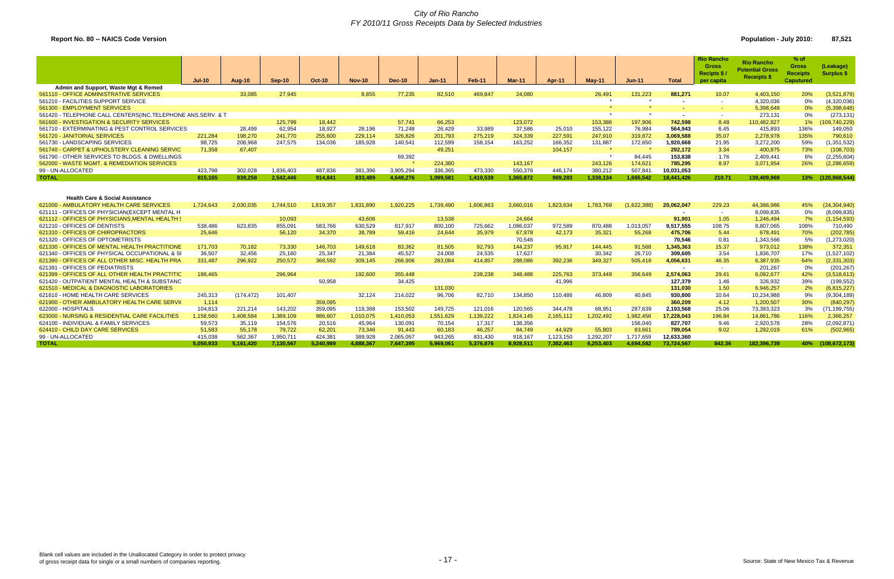# City of Rio Rancho

## FY 2010/11 Gross Receipts Data by Selected Industries

**Report No. 80 -- NAICS Code Version**

**Population - July 2010: 87,521**

| | Jul-10 | Aug-10 | Sep-10 | Oct-10 | Nov-10 | Dec-10 | Jan-11 | Feb-11 | Mar-11 | Apr-11 | May-11 | Jun-11 | Total | Rio Rancho Gross Recipts $ / per capita | Rio Rancho Potential Gross Receipts $ | % of Gross Receipts Caputured | (Leakage) Surplus $ |
|---|---|---|---|---|---|---|---|---|---|---|---|---|---|---|---|---|---|
| **Admin and Support, Waste Mgt & Remed** | | | | | | | | | | | | | | | | | |
| 561110 - OFFICE ADMINISTRATIVE SERVICES | | 33,085 | 27,945 | | 8,855 | 77,235 | 82,510 | 469,847 | 24,080 | | 26,491 | 131,223 | 881,271 | 10.07 | 4,403,150 | 20% | (3,521,879) |
| 561210 - FACILITIES SUPPORT SERVICE | | | | | | | | | | | * | * | - | - | 4,320,036 | 0% | (4,320,036) |
| 561300 - EMPLOYMENT SERVICES | | | | | | | | | | | * | * | - | - | 5,398,648 | 0% | (5,398,648) |
| 561420 - TELEPHONE CALL CENTERS(INC.TELEPHONE ANS.SERV. & T | | | | | | | | | | | * | * | - | - | 273,131 | 0% | (273,131) |
| 561600 - INVESTIGATION & SECURITY SERVICES | | | 125,799 | 18,442 | | 57,741 | 66,253 | | 123,072 | | 153,386 | 197,906 | 742,598 | 8.48 | 110,482,827 | 1% | (109,740,229) |
| 561710 - EXTERMINATING & PEST CONTROL SERVICES | | 28,499 | 62,954 | 18,927 | 28,196 | 71,248 | 26,429 | 33,989 | 37,586 | 25,010 | 155,122 | 76,984 | 564,943 | 6.45 | 415,893 | 136% | 149,050 |
| 561720 - JANITORIAL SERVICES | 221,284 | 198,270 | 241,770 | 255,600 | 229,114 | 326,826 | 201,793 | 275,219 | 324,339 | 227,591 | 247,910 | 319,872 | 3,069,588 | 35.07 | 2,278,978 | 135% | 790,610 |
| 561730 - LANDSCAPING SERVICES | 98,725 | 208,968 | 247,575 | 134,036 | 185,928 | 140,541 | 112,599 | 158,154 | 163,252 | 166,352 | 131,887 | 172,650 | 1,920,668 | 21.95 | 3,272,200 | 59% | (1,351,532) |
| 561740 - CARPET & UPHOLSTERY CLEANING SERVIC | 71,358 | 67,407 | | | | 49,251 | | | | 104,157 | * | * | 292,172 | 3.34 | 400,875 | 73% | (108,703) |
| 561790 - OTHER SERVICES TO BLDGS. & DWELLINGS | | | | | | 69,392 | | | | | * | 84,445 | 153,838 | 1.76 | 2,409,441 | 6% | (2,255,604) |
| 562000 - WASTE MGMT. & REMEDIATION SERVICES | | | | | | * | 224,380 | | 143,167 | | 243,126 | 174,621 | 785,295 | 8.97 | 3,071,954 | 26% | (2,286,659) |
| 99 - UN-ALLOCATED | 423,798 | 302,028 | 1,836,403 | 487,836 | 381,396 | 3,905,294 | 336,365 | 473,330 | 550,376 | 446,174 | 380,212 | 507,841 | 10,031,053 | | | | |
| **TOTAL** | 815,165 | 838,258 | 2,542,446 | 914,841 | 833,489 | 4,648,276 | 1,099,581 | 1,410,539 | 1,365,872 | 969,283 | 1,338,134 | 1,665,542 | 18,441,426 | 210.71 | 139,409,969 | 13% | (120,968,544) |

| | Jul-10 | Aug-10 | Sep-10 | Oct-10 | Nov-10 | Dec-10 | Jan-11 | Feb-11 | Mar-11 | Apr-11 | May-11 | Jun-11 | Total | Rio Rancho Gross Recipts $ / per capita | Rio Rancho Potential Gross Receipts $ | % of Gross Receipts Caputured | (Leakage) Surplus $ |
|---|---|---|---|---|---|---|---|---|---|---|---|---|---|---|---|---|---|
| **Health Care & Social Assistance** | | | | | | | | | | | | | | | | | |
| 621000 - AMBULATORY HEALTH CARE SERVICES | 1,724,643 | 2,030,035 | 1,744,510 | 1,819,357 | 1,831,890 | 1,920,225 | 1,739,490 | 1,606,863 | 3,660,016 | 1,823,634 | 1,783,769 | (1,622,388) | 20,062,047 | 229.23 | 44,366,986 | 45% | (24,304,940) |
| 621111 - OFFICES OF PHYSICIAN(EXCEPT MENTAL H | | | | | | | | | | | | | - | - | 8,099,835 | 0% | (8,099,835) |
| 621112 - OFFICES OF PHYSICIANS,MENTAL HEALTH S | | | 10,093 | | 43,606 | | 13,538 | | 24,664 | | | | 91,901 | 1.05 | 1,246,494 | 7% | (1,154,593) |
| 621210 - OFFICES OF DENTISTS | 538,486 | 623,835 | 855,091 | 583,766 | 630,529 | 817,917 | 800,100 | 725,662 | 1,086,037 | 972,589 | 870,488 | 1,013,057 | 9,517,555 | 108.75 | 8,807,065 | 108% | 710,490 |
| 621310 - OFFICES OF CHIROPRACTORS | 25,646 | | 56,120 | 34,370 | 38,789 | 59,416 | 24,644 | 35,979 | 67,978 | 42,173 | 35,321 | 55,268 | 475,706 | 5.44 | 678,491 | 70% | (202,785) |
| 621320 - OFFICES OF OPTOMETRISTS | | | | | | | | | 70,546 | | | | 70,546 | 0.81 | 1,343,566 | 5% | (1,273,020) |
| 621330 - OFFICES OF MENTAL HEALTH PRACTITIONE | 171,703 | 70,182 | 73,330 | 146,703 | 149,618 | 83,362 | 81,505 | 92,793 | 144,237 | 95,917 | 144,445 | 91,568 | 1,345,363 | 15.37 | 973,012 | 138% | 372,351 |
| 621340 - OFFICES OF PHYSICAL OCCUPATIONAL & SI | 36,507 | 32,456 | 25,160 | 25,347 | 21,384 | 45,527 | 24,008 | 24,535 | 17,627 | | 30,342 | 26,710 | 309,605 | 3.54 | 1,836,707 | 17% | (1,527,102) |
| 621390 - OFFICES OF ALL OTHER MISC. HEALTH PRA | 331,487 | 296,922 | 250,572 | 368,592 | 309,145 | 266,906 | 283,084 | 414,857 | 288,086 | 392,236 | 349,327 | 505,418 | 4,056,631 | 46.35 | 6,387,935 | 64% | (2,331,303) |
| 621391 - OFFICES OF PEDIATRISTS | | | | | | | | | | | | | - | - | 201,267 | 0% | (201,267) |
| 621399 - OFFICES OF ALL OTHER HEALTH PRACTITIC | 186,465 | | 296,964 | | 192,600 | 355,448 | | 238,238 | 348,488 | 225,763 | 373,449 | 356,649 | 2,574,063 | 29.41 | 6,092,677 | 42% | (3,518,613) |
| 621420 - OUTPATIENT MENTAL HEALTH & SUBSTANC | | | | 50,958 | | 34,425 | | | | 41,996 | | | 127,379 | 1.46 | 326,932 | 39% | (199,552) |
| 621510 - MEDICAL & DIAGNOSTIC LABORATORIES | | | | | | | 131,030 | | | | | | 131,030 | 1.50 | 6,946,257 | 2% | (6,815,227) |
| 621610 - HOME HEALTH CARE SERVICES | 245,313 | (174,472) | 101,407 | | 32,124 | 214,022 | 96,706 | 82,710 | 134,850 | 110,486 | 46,809 | 40,845 | 930,800 | 10.64 | 10,234,988 | 9% | (9,304,189) |
| 621900 - OTHER AMBULATORY HEALTH CARE SERVI( | 1,114 | | | 359,095 | | | | | | | | | 360,209 | 4.12 | 1,200,507 | 30% | (840,297) |
| 622000 - HOSPITALS | 104,813 | 221,214 | 143,202 | 359,095 | 119,368 | 153,502 | 149,725 | 121,016 | 120,565 | 344,478 | 68,951 | 287,639 | 2,193,568 | 25.06 | 73,393,323 | 3% | (71,199,755) |
| 623000 - NURSING & RESIDENTIAL CARE FACILITIES | 1,158,560 | 1,408,584 | 1,389,109 | 986,607 | 1,010,075 | 1,410,053 | 1,551,629 | 1,139,222 | 1,824,145 | 2,165,112 | 1,202,492 | 1,982,456 | 17,228,043 | 196.84 | 14,861,786 | 116% | 2,366,257 |
| 624100 - INDIVIDUAL & FAMILY SERVICES | 59,573 | 35,119 | 154,576 | 20,516 | 45,964 | 130,091 | 70,154 | 17,317 | 138,356 | | | 156,040 | 827,707 | 9.46 | 2,920,578 | 28% | (2,092,871) |
| 624410 - CHILD DAY CARE SERVICES | 51,583 | 55,178 | 79,722 | 62,201 | 73,346 | 91,443 | 60,183 | 46,257 | 84,749 | 44,929 | 55,803 | 83,661 | 789,054 | 9.02 | 1,292,019 | 61% | (502,965) |
| 99 - UN-ALLOCATED | 415,038 | 562,367 | 1,950,711 | 424,381 | 389,928 | 2,065,057 | 943,265 | 831,430 | 918,167 | 1,123,150 | 1,292,207 | 1,717,659 | 12,633,360 | | | | |
| **TOTAL** | 5,050,933 | 5,161,420 | 7,130,567 | 5,240,989 | 4,888,367 | 7,647,395 | 5,969,061 | 5,376,876 | 8,928,511 | 7,382,463 | 6,253,403 | 4,694,582 | 73,724,567 | 842.36 | 182,396,739 | 40% | (108,672,173) |

Blank cell values are included in the Unallocated Category in order to protect privacy of gross receipt data for single or a small numbers of companies reporting.

Source: State of New Mexico Tax & Revenue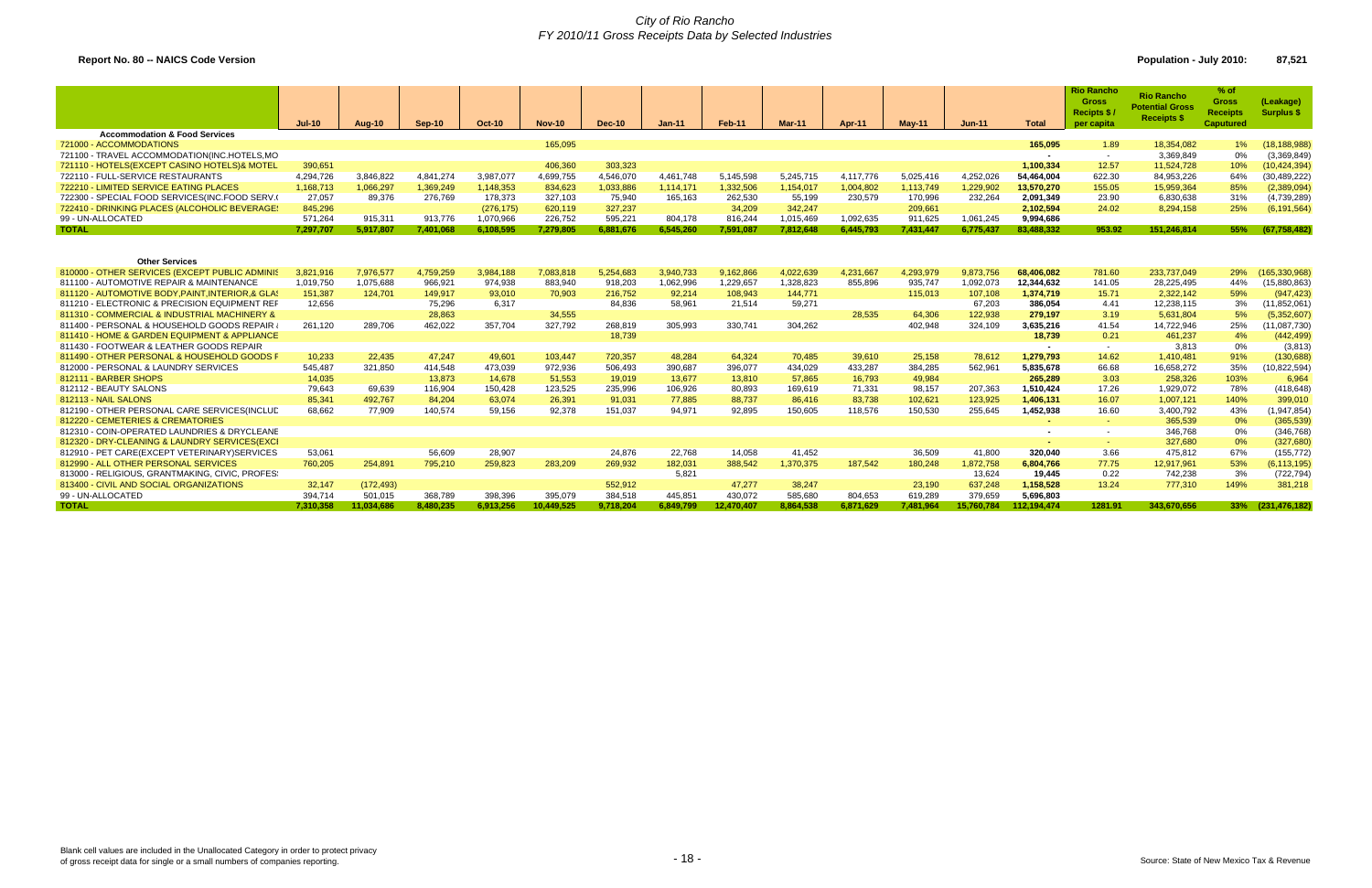# City of Rio Rancho

## FY 2010/11 Gross Receipts Data by Selected Industries

**Report No. 80 -- NAICS Code Version**

**Population - July 2010: 87,521**

| | Jul-10 | Aug-10 | Sep-10 | Oct-10 | Nov-10 | Dec-10 | Jan-11 | Feb-11 | Mar-11 | Apr-11 | May-11 | Jun-11 | Total | Rio Rancho Gross Recipts $ / per capita | Rio Rancho Potential Gross Receipts $ | % of Gross Receipts Caputured | (Leakage) Surplus $ |
|---|---|---|---|---|---|---|---|---|---|---|---|---|---|---|---|---|---|
| **Accommodation & Food Services** | | | | | | | | | | | | | | | | | |
| 721000 - ACCOMMODATIONS | | | | | 165,095 | | | | | | | | 165,095 | 1.89 | 18,354,082 | 1% | (18,188,988) |
| 721100 - TRAVEL ACCOMMODATION(INC.HOTELS,MO | | | | | | | | | | | | | - | - | 3,369,849 | 0% | (3,369,849) |
| 721110 - HOTELS(EXCEPT CASINO HOTELS)& MOTEL | 390,651 | | | | 406,360 | 303,323 | | | | | | | 1,100,334 | 12.57 | 11,524,728 | 10% | (10,424,394) |
| 722110 - FULL-SERVICE RESTAURANTS | 4,294,726 | 3,846,822 | 4,841,274 | 3,987,077 | 4,699,755 | 4,546,070 | 4,461,748 | 5,145,598 | 5,245,715 | 4,117,776 | 5,025,416 | 4,252,026 | 54,464,004 | 622.30 | 84,953,226 | 64% | (30,489,222) |
| 722210 - LIMITED SERVICE EATING PLACES | 1,168,713 | 1,066,297 | 1,369,249 | 1,148,353 | 834,623 | 1,033,886 | 1,114,171 | 1,332,506 | 1,154,017 | 1,004,802 | 1,113,749 | 1,229,902 | 13,570,270 | 155.05 | 15,959,364 | 85% | (2,389,094) |
| 722300 - SPECIAL FOOD SERVICES(INC.FOOD SERV.( | 27,057 | 89,376 | 276,769 | 178,373 | 327,103 | 75,940 | 165,163 | 262,530 | 55,199 | 230,579 | 170,996 | 232,264 | 2,091,349 | 23.90 | 6,830,638 | 31% | (4,739,289) |
| 722410 - DRINKING PLACES (ALCOHOLIC BEVERAGE! | 845,296 | | | (276,175) | 620,119 | 327,237 | | 34,209 | 342,247 | | 209,661 | | 2,102,594 | 24.02 | 8,294,158 | 25% | (6,191,564) |
| 99 - UN-ALLOCATED | 571,264 | 915,311 | 913,776 | 1,070,966 | 226,752 | 595,221 | 804,178 | 816,244 | 1,015,469 | 1,092,635 | 911,625 | 1,061,245 | 9,994,686 | | | | |
| **TOTAL** | **7,297,707** | **5,917,807** | **7,401,068** | **6,108,595** | **7,279,805** | **6,881,676** | **6,545,260** | **7,591,087** | **7,812,648** | **6,445,793** | **7,431,447** | **6,775,437** | **83,488,332** | **953.92** | **151,246,814** | **55%** | **(67,758,482)** |

| | Jul-10 | Aug-10 | Sep-10 | Oct-10 | Nov-10 | Dec-10 | Jan-11 | Feb-11 | Mar-11 | Apr-11 | May-11 | Jun-11 | Total | Rio Rancho Gross Recipts $ / per capita | Rio Rancho Potential Gross Receipts $ | % of Gross Receipts Caputured | (Leakage) Surplus $ |
|---|---|---|---|---|---|---|---|---|---|---|---|---|---|---|---|---|---|
| **Other Services** | | | | | | | | | | | | | | | | | |
| 810000 - OTHER SERVICES (EXCEPT PUBLIC ADMINIS | 3,821,916 | 7,976,577 | 4,759,259 | 3,984,188 | 7,083,818 | 5,254,683 | 3,940,733 | 9,162,866 | 4,022,639 | 4,231,667 | 4,293,979 | 9,873,756 | 68,406,082 | 781.60 | 233,737,049 | 29% | (165,330,968) |
| 811100 - AUTOMOTIVE REPAIR & MAINTENANCE | 1,019,750 | 1,075,688 | 966,921 | 974,938 | 883,940 | 918,203 | 1,062,996 | 1,229,657 | 1,328,823 | 855,896 | 935,747 | 1,092,073 | 12,344,632 | 141.05 | 28,225,495 | 44% | (15,880,863) |
| 811120 - AUTOMOTIVE BODY,PAINT,INTERIOR,& GLAS | 151,387 | 124,701 | 149,917 | 93,010 | 70,903 | 216,752 | 92,214 | 108,943 | 144,771 | | 115,013 | 107,108 | 1,374,719 | 15.71 | 2,322,142 | 59% | (947,423) |
| 811210 - ELECTRONIC & PRECISION EQUIPMENT REF | 12,656 | | 75,296 | 6,317 | | 84,836 | 58,961 | 21,514 | 59,271 | | | 67,203 | 386,054 | 4.41 | 12,238,115 | 3% | (11,852,061) |
| 811310 - COMMERCIAL & INDUSTRIAL MACHINERY & | | | 28,863 | | 34,555 | | | | | 28,535 | 64,306 | 122,938 | 279,197 | 3.19 | 5,631,804 | 5% | (5,352,607) |
| 811400 - PERSONAL & HOUSEHOLD GOODS REPAIR & | 261,120 | 289,706 | 462,022 | 357,704 | 327,792 | 268,819 | 305,993 | 330,741 | 304,262 | | 402,948 | 324,109 | 3,635,216 | 41.54 | 14,722,946 | 25% | (11,087,730) |
| 811410 - HOME & GARDEN EQUIPMENT & APPLIANCE | | | | | | 18,739 | | | | | | | 18,739 | 0.21 | 461,237 | 4% | (442,499) |
| 811430 - FOOTWEAR & LEATHER GOODS REPAIR | | | | | | | | | | | | | - | - | 3,813 | 0% | (3,813) |
| 811490 - OTHER PERSONAL & HOUSEHOLD GOODS F | 10,233 | 22,435 | 47,247 | 49,601 | 103,447 | 720,357 | 48,284 | 64,324 | 70,485 | 39,610 | 25,158 | 78,612 | 1,279,793 | 14.62 | 1,410,481 | 91% | (130,688) |
| 812000 - PERSONAL & LAUNDRY SERVICES | 545,487 | 321,850 | 414,548 | 473,039 | 972,936 | 506,493 | 390,687 | 396,077 | 434,029 | 433,287 | 384,285 | 562,961 | 5,835,678 | 66.68 | 16,658,272 | 35% | (10,822,594) |
| 812111 - BARBER SHOPS | 14,035 | | 13,873 | 14,678 | 51,553 | 19,019 | 13,677 | 13,810 | 57,865 | 16,793 | 49,984 | | 265,289 | 3.03 | 258,326 | 103% | 6,964 |
| 812112 - BEAUTY SALONS | 79,643 | 69,639 | 116,904 | 150,428 | 123,525 | 235,996 | 106,926 | 80,893 | 169,619 | 71,331 | 98,157 | 207,363 | 1,510,424 | 17.26 | 1,929,072 | 78% | (418,648) |
| 812113 - NAIL SALONS | 85,341 | 492,767 | 84,204 | 63,074 | 26,391 | 91,031 | 77,885 | 88,737 | 86,416 | 83,738 | 102,621 | 123,925 | 1,406,131 | 16.07 | 1,007,121 | 140% | 399,010 |
| 812190 - OTHER PERSONAL CARE SERVICES(INCLUD | 68,662 | 77,909 | 140,574 | 59,156 | 92,378 | 151,037 | 94,971 | 92,895 | 150,605 | 118,576 | 150,530 | 255,645 | 1,452,938 | 16.60 | 3,400,792 | 43% | (1,947,854) |
| 812220 - CEMETERIES & CREMATORIES | | | | | | | | | | | | | - | - | 365,539 | 0% | (365,539) |
| 812310 - COIN-OPERATED LAUNDRIES & DRYCLEANE | | | | | | | | | | | | | - | - | 346,768 | 0% | (346,768) |
| 812320 - DRY-CLEANING & LAUNDRY SERVICES(EXCI | | | | | | | | | | | | | - | - | 327,680 | 0% | (327,680) |
| 812910 - PET CARE(EXCEPT VETERINARY)SERVICES | 53,061 | | 56,609 | 28,907 | | 24,876 | 22,768 | 14,058 | 41,452 | | 36,509 | 41,800 | 320,040 | 3.66 | 475,812 | 67% | (155,772) |
| 812990 - ALL OTHER PERSONAL SERVICES | 760,205 | 254,891 | 795,210 | 259,823 | 283,209 | 269,932 | 182,031 | 388,542 | 1,370,375 | 187,542 | 180,248 | 1,872,758 | 6,804,766 | 77.75 | 12,917,961 | 53% | (6,113,195) |
| 813000 - RELIGIOUS, GRANTMAKING, CIVIC, PROFES! | | | | | | | 5,821 | | | | | 13,624 | 19,445 | 0.22 | 742,238 | 3% | (722,794) |
| 813400 - CIVIL AND SOCIAL ORGANIZATIONS | 32,147 | (172,493) | | | | 552,912 | | 47,277 | 38,247 | | 23,190 | 637,248 | 1,158,528 | 13.24 | 777,310 | 149% | 381,218 |
| 99 - UN-ALLOCATED | 394,714 | 501,015 | 368,789 | 398,396 | 395,079 | 384,518 | 445,851 | 430,072 | 585,680 | 804,653 | 619,289 | 379,659 | 5,696,803 | | | | |
| **TOTAL** | **7,310,358** | **11,034,686** | **8,480,235** | **6,913,256** | **10,449,525** | **9,718,204** | **6,849,799** | **12,470,407** | **8,864,538** | **6,871,629** | **7,481,964** | **15,760,784** | **112,194,474** | **1281.91** | **343,670,656** | **33%** | **(231,476,182)** |

Blank cell values are included in the Unallocated Category in order to protect privacy of gross receipt data for single or a small numbers of companies reporting.

Source: State of New Mexico Tax & Revenue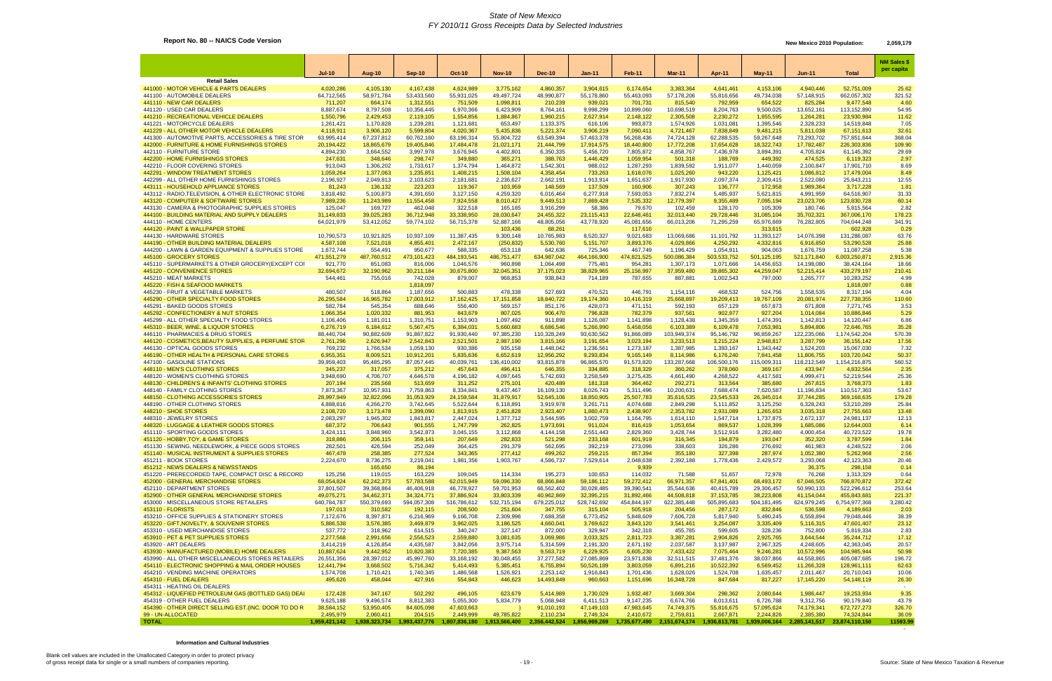# State of New Mexico
## FY 2010/11 Gross Receipts Data by Selected Industries

**Report No. 80 -- NAICS Code Version**

New Mexico 2010 Population: 2,059,179

| | Jul-10 | Aug-10 | Sep-10 | Oct-10 | Nov-10 | Dec-10 | Jan-11 | Feb-11 | Mar-11 | Apr-11 | May-11 | Jun-11 | Total | NM Sales $ per capita |
|---|---|---|---|---|---|---|---|---|---|---|---|---|---|---|
| **Retail Sales** | | | | | | | | | | | | | | |
| 441000 - MOTOR VEHICLE & PARTS DEALERS | 4,020,286 | 4,105,130 | 4,167,438 | 4,624,989 | 3,775,162 | 4,860,357 | 3,904,615 | 6,174,654 | 3,383,364 | 4,641,461 | 4,153,106 | 4,940,446 | 52,751,009 | 25.62 |
| 441100 - AUTOMOBILE DEALERS | 64,712,565 | 58,971,784 | 53,433,560 | 55,931,025 | 49,497,724 | 48,990,877 | 55,178,860 | 55,463,093 | 57,178,206 | 55,816,656 | 49,734,038 | 57,148,915 | 662,057,302 | 321.52 |
| 441110 - NEW CAR DEALERS | 711,207 | 664,174 | 1,312,551 | 751,509 | 1,098,811 | 210,239 | 939,021 | 701,731 | 815,540 | 792,959 | 654,522 | 825,284 | 9,477,548 | 4.60 |
| 441120 - USED CAR DEALERS | 8,887,674 | 8,797,508 | 10,356,445 | 6,970,366 | 6,423,909 | 8,764,161 | 9,998,299 | 10,899,060 | 10,698,519 | 8,204,763 | 9,500,025 | 13,652,161 | 113,152,890 | 54.95 |
| 441210 - RECREATIONAL VEHICLE DEALERS | 1,550,796 | 2,429,453 | 2,119,105 | 1,554,856 | 1,884,867 | 1,960,215 | 2,627,914 | 2,148,122 | 2,305,508 | 2,230,272 | 1,855,595 | 1,264,281 | 23,930,984 | 11.62 |
| 441221 - MOTORCYCLE DEALERS | 1,261,421 | 1,170,828 | 1,239,281 | 1,121,681 | 653,497 | 1,133,375 | 616,106 | 993,873 | 1,574,926 | 1,031,081 | 1,395,546 | 2,328,233 | 14,519,848 | 7.05 |
| 441229 - ALL OTHER MOTOR VEHICLE DEALERS | 4,118,911 | 3,906,120 | 5,599,804 | 4,020,367 | 5,435,836 | 5,221,374 | 3,906,219 | 7,090,411 | 4,721,467 | 7,838,849 | 9,481,215 | 5,811,038 | 67,151,613 | 32.61 |
| 441300 - AUTOMOTIVE PARTS, ACCESSORIES & TIRE STOR | 63,995,414 | 67,237,812 | 60,762,160 | 63,196,314 | 55,804,722 | 63,549,394 | 57,463,378 | 56,268,436 | 74,724,128 | 62,288,535 | 59,267,648 | 73,293,702 | 757,851,644 | 368.04 |
| 442000 - FURNITURE & HOME FURNISHINGS STORES | 20,194,422 | 18,865,679 | 19,405,846 | 17,484,478 | 21,021,171 | 21,444,799 | 17,914,575 | 18,440,800 | 17,772,208 | 17,654,628 | 18,322,743 | 17,782,487 | 226,303,836 | 109.90 |
| 442110 - FURNITURE STORE | 4,894,230 | 3,664,552 | 3,997,978 | 3,676,945 | 4,402,801 | 6,350,335 | 5,456,720 | 7,805,872 | 4,858,767 | 7,436,978 | 3,894,391 | 4,705,824 | 61,145,392 | 29.69 |
| 442200 - HOME FURNISHINGS STORES | 247,631 | 348,646 | 298,747 | 349,880 | 365,271 | 388,763 | 1,446,429 | 1,059,954 | 501,318 | 188,769 | 449,392 | 474,525 | 6,119,323 | 2.97 |
| 442210 - FLOOR COVERING STORES | 913,043 | 1,306,202 | 1,733,617 | 1,374,794 | 1,464,872 | 1,542,301 | 988,012 | 1,287,293 | 1,839,592 | 1,911,077 | 1,440,059 | 2,100,847 | 17,901,710 | 8.69 |
| 442291 - WINDOW TREATMENT STORES | 1,059,264 | 1,377,063 | 1,235,851 | 1,408,215 | 1,508,104 | 4,358,454 | 733,263 | 1,618,076 | 1,025,260 | 943,220 | 1,125,421 | 1,086,812 | 17,479,004 | 8.49 |
| 442299 - ALL OTHER HOME FURNISHINGS STORES | 2,196,927 | 2,049,813 | 2,103,623 | 2,181,681 | 2,236,627 | 2,662,191 | 1,913,914 | 1,651,637 | 1,917,930 | 2,097,374 | 2,309,415 | 2,522,080 | 25,843,211 | 12.55 |
| 443111 - HOUSEHOLD APPLIANCE STORES | 81,243 | 136,132 | 223,203 | 119,367 | 103,959 | 148,569 | 137,509 | 160,906 | 307,243 | 136,777 | 172,958 | 1,989,364 | 3,717,228 | 1.81 |
| 443112 - RADIO,TELEVISION, & OTHER ELECTRONIC STORE | 3,818,492 | 5,100,873 | 4,391,650 | 3,127,150 | 4,259,320 | 6,016,464 | 6,277,918 | 7,593,053 | 7,832,274 | 5,485,937 | 5,621,815 | 4,991,959 | 64,516,907 | 31.33 |
| 443120 - COMPUTER & SOFTWARE STORES | 7,989,236 | 11,243,989 | 11,554,458 | 7,924,558 | 8,010,427 | 9,449,513 | 7,869,428 | 7,535,332 | 12,779,397 | 9,355,489 | 7,095,194 | 23,023,706 | 123,830,728 | 60.14 |
| 443130 - CAMERA & PHOTOGRAPHIC SUPPLIES STORES | 125,047 | 169,727 | 462,048 | 322,518 | 165,185 | 3,916,299 | 58,386 | 79,670 | 102,459 | 128,170 | 105,309 | 180,746 | 5,815,564 | 2.82 |
| 444100 - BUILDING MATERIAL AND SUPPLY DEALERS | 31,149,833 | 39,025,283 | 36,712,948 | 33,338,950 | 28,030,647 | 24,455,322 | 23,115,413 | 22,648,461 | 32,013,440 | 29,728,446 | 31,085,104 | 35,702,321 | 367,006,170 | 178.23 |
| 444110 - HOME CENTERS | 64,021,979 | 53,412,052 | 59,774,102 | 56,715,378 | 52,887,166 | 48,805,056 | 43,778,920 | 45,081,656 | 66,013,206 | 71,295,259 | 65,976,669 | 76,282,805 | 704,044,248 | 341.91 |
| 444120 - PAINT & WALLPAPER STORE | | | | | 103,436 | 68,261 | | 117,616 | | | 313,615 | | 602,928 | 0.29 |
| 444130 - HARDWARE STORES | 10,790,573 | 10,921,825 | 10,937,109 | 11,387,435 | 9,300,148 | 10,765,983 | 8,520,327 | 9,021,683 | 13,069,686 | 11,101,792 | 11,393,127 | 14,076,398 | 131,286,087 | 63.76 |
| 444190 - OTHER BUILDING MATERIAL DEALERS | 4,587,108 | 7,521,018 | 4,855,401 | 2,472,167 | (250,832) | 5,530,760 | 5,151,707 | 3,893,376 | 4,029,866 | 4,250,292 | 4,332,816 | 6,916,850 | 53,290,528 | 25.88 |
| 444200 - LAWN & GARDEN EQUIPMENT & SUPPLIES STORE | 1,672,744 | 554,491 | 950,677 | 588,335 | 653,118 | 642,636 | 725,346 | 467,749 | 1,196,429 | 1,054,911 | 904,063 | 1,676,759 | 11,087,258 | 5.38 |
| 445100 - GROCERY STORES | 471,551,279 | 487,760,512 | 473,101,423 | 484,193,541 | 486,751,477 | 634,987,042 | 464,166,900 | 474,821,525 | 500,086,384 | 503,533,752 | 501,125,195 | 521,171,840 | 6,003,250,871 | 2,915.36 |
| 445110 - SUPERMARKETS & OTHER GROCERY(EXCEPT CO | 921,770 | 851,083 | 816,006 | 1,046,576 | 960,898 | 1,064,498 | 775,481 | 954,281 | 1,307,173 | 1,071,666 | 14,456,653 | 14,198,080 | 38,424,164 | 18.66 |
| 445120 - CONVENIENCE STORES | 32,694,672 | 32,190,962 | 30,211,184 | 30,675,800 | 32,045,351 | 37,175,023 | 38,829,965 | 25,156,997 | 37,959,480 | 39,865,302 | 44,259,047 | 52,215,414 | 433,279,197 | 210.41 |
| 445210 - MEAT MARKETS | 544,461 | 755,016 | 742,028 | 879,007 | 968,853 | 938,843 | 714,189 | 787,655 | 887,881 | 1,002,543 | 797,000 | 1,265,777 | 10,283,252 | 4.99 |
| 445220 - FISH & SEAFOOD MARKETS | | | 1,818,097 | | | | | | | | | | 1,818,097 | 0.88 |
| 445230 - FRUIT & VEGETABLE MARKETS | 480,507 | 518,864 | 1,187,656 | 500,883 | 478,338 | 527,693 | 470,521 | 446,791 | 1,154,116 | 468,532 | 524,756 | 1,558,535 | 8,317,194 | 4.04 |
| 445290 - OTHER SPECIALTY FOOD STORES | 26,295,584 | 16,965,782 | 17,003,912 | 17,162,425 | 17,151,858 | 18,840,722 | 19,174,360 | 10,416,319 | 25,668,897 | 19,209,413 | 19,767,109 | 20,081,974 | 227,738,355 | 110.60 |
| 445291 - BAKED GOODS STORES | 582,784 | 545,354 | 688,646 | 556,400 | 569,157 | 851,176 | 428,073 | 471,151 | 592,193 | 657,129 | 657,873 | 671,808 | 7,271,745 | 3.53 |
| 445292 - CONFECTIONERY & NUT STORES | 1,066,354 | 1,020,332 | 881,953 | 843,679 | 807,025 | 906,470 | 796,828 | 782,379 | 937,561 | 902,977 | 927,204 | 1,014,084 | 10,886,846 | 5.29 |
| 445299 - ALL OTHER SPECIALTY FOOD STORES | 1,106,406 | 1,181,011 | 1,310,751 | 1,153,903 | 1,097,492 | 911,898 | 1,126,087 | 1,141,898 | 1,128,438 | 1,345,359 | 1,474,391 | 1,142,813 | 14,120,447 | 6.86 |
| 445310 - BEER, WINE, & LIQUOR STORES | 6,276,719 | 6,184,612 | 5,567,475 | 6,384,031 | 5,660,683 | 6,686,546 | 5,266,990 | 5,458,056 | 6,103,389 | 6,109,478 | 7,053,981 | 5,894,806 | 72,646,765 | 35.28 |
| 446110 - PHARMACIES & DRUG STORES | 88,440,704 | 90,882,609 | 91,897,822 | 91,930,440 | 97,385,230 | 110,328,249 | 93,630,562 | 91,866,089 | 103,949,374 | 95,146,792 | 96,859,267 | 122,235,066 | 1,174,542,204 | 570.39 |
| 446120 - COSMETICS,BEAUTY SUPPLIES, & PERFUME STOR | 2,761,296 | 2,626,947 | 2,542,843 | 2,521,501 | 2,987,190 | 3,815,166 | 3,191,654 | 3,023,194 | 3,233,513 | 3,215,224 | 2,948,817 | 3,287,799 | 36,155,142 | 17.56 |
| 446130 - OPTICAL GOODS STORES | 769,232 | 1,766,534 | 1,059,130 | 930,386 | 935,158 | 1,448,042 | 1,236,561 | 1,273,187 | 1,387,985 | 1,393,167 | 1,343,442 | 1,524,203 | 15,067,030 | 7.32 |
| 446190 - OTHER HEALTH & PERSONAL CARE STORES | 6,955,351 | 8,009,521 | 10,912,201 | 5,835,636 | 6,652,619 | 12,956,292 | 9,293,834 | 9,165,149 | 8,114,986 | 6,176,240 | 7,841,458 | 11,806,755 | 103,720,042 | 50.37 |
| 447100 - GASOLINE STATIONS | 39,959,403 | 95,485,295 | 87,057,445 | 40,039,761 | 136,410,002 | 93,815,878 | 96,865,570 | 91,573,820 | 133,287,668 | 106,500,176 | 115,009,311 | 118,212,549 | 1,154,216,875 | 560.52 |
| 448110 - MEN'S CLOTHING STORES | 345,237 | 317,057 | 375,212 | 457,643 | 496,411 | 646,355 | 334,885 | 318,329 | 360,262 | 378,060 | 369,167 | 433,947 | 4,832,564 | 2.35 |
| 448120 - WOMEN'S CLOTHING STORES | 3,948,690 | 4,706,707 | 4,646,578 | 4,196,182 | 4,097,645 | 5,742,693 | 3,258,549 | 3,275,435 | 4,661,490 | 4,268,522 | 4,417,581 | 4,999,471 | 52,219,544 | 25.36 |
| 448130 - CHILDREN'S & INFANTS' CLOTHING STORES | 207,194 | 235,568 | 513,659 | 311,252 | 275,101 | 420,489 | 181,318 | 364,462 | 292,271 | 313,564 | 385,680 | 267,815 | 3,768,373 | 1.83 |
| 448140 - FAMILY CLOTHING STORES | 7,873,367 | 10,957,931 | 7,759,863 | 8,334,841 | 9,437,467 | 16,109,130 | 8,026,743 | 5,311,496 | 10,200,631 | 7,688,474 | 7,620,587 | 11,196,834 | 110,517,363 | 53.67 |
| 448150 - CLOTHING ACCESSORIES STORES | 28,997,949 | 32,822,096 | 31,053,929 | 24,159,584 | 31,879,917 | 52,645,106 | 18,850,905 | 25,507,783 | 35,616,535 | 23,545,533 | 26,345,014 | 37,744,285 | 369,168,635 | 179.28 |
| 448190 - OTHER CLOTHING STORES | 4,808,816 | 4,266,270 | 3,742,645 | 5,522,644 | 6,110,891 | 3,919,978 | 3,261,711 | 4,074,688 | 2,849,298 | 5,111,852 | 3,125,250 | 6,328,243 | 53,210,289 | 25.84 |
| 448210 - SHOE STORES | 2,108,720 | 3,173,478 | 1,399,090 | 1,813,915 | 2,451,828 | 2,923,407 | 1,860,473 | 2,438,907 | 2,353,782 | 2,931,089 | 1,265,653 | 3,035,318 | 27,755,663 | 13.48 |
| 448310 - JEWELRY STORES | 2,083,297 | 1,945,302 | 1,843,817 | 2,447,024 | 1,377,712 | 3,544,595 | 3,002,759 | 1,164,795 | 1,614,110 | 1,547,714 | 1,737,875 | 2,672,137 | 24,981,137 | 12.13 |
| 448320 - LUGGAGE & LEATHER GOODS STORES | 687,372 | 706,643 | 901,555 | 1,747,799 | 262,825 | 1,973,691 | 911,024 | 816,419 | 1,053,654 | 869,537 | 1,028,399 | 1,685,086 | 12,644,003 | 6.14 |
| 451110 - SPORTING GOODS STORES | 3,424,111 | 3,848,960 | 3,542,873 | 3,045,155 | 3,112,868 | 4,144,158 | 2,551,443 | 2,829,360 | 3,428,744 | 3,512,916 | 3,282,480 | 4,000,454 | 40,723,522 | 19.78 |
| 451120 - HOBBY,TOY, & GAME STORES | 318,886 | 206,115 | 359,141 | 207,649 | 282,833 | 521,298 | 233,168 | 601,919 | 316,345 | 194,879 | 193,047 | 352,320 | 3,787,599 | 1.84 |
| 451130 - SEWING, NEEDLEWORK, & PIECE GODS STORES | 282,501 | 426,594 | 252,049 | 364,425 | 291,379 | 562,695 | 392,219 | 273,096 | 338,603 | 326,286 | 276,692 | 461,983 | 4,248,522 | 2.06 |
| 451140 - MUSICAL INSTRUMENT & SUPPLIES STORES | 467,478 | 258,385 | 277,524 | 343,365 | 277,412 | 499,262 | 259,215 | 857,394 | 355,180 | 327,398 | 287,974 | 1,052,380 | 5,262,968 | 2.56 |
| 451211 - BOOK STORES | 2,224,670 | 8,736,275 | 3,219,041 | 1,981,356 | 1,903,767 | 4,586,737 | 7,529,614 | 2,048,638 | 2,392,188 | 1,778,436 | 2,429,572 | 3,293,068 | 42,123,363 | 20.46 |
| 451212 - NEWS DEALERS & NEWSSTANDS | | 165,650 | 86,194 | | | | | 9,939 | | | | 36,375 | 298,158 | 0.14 |
| 451220 - PRERECORDED TAPE, COMPACT DISC & RECORD | 125,256 | 119,015 | 163,229 | 109,045 | 114,334 | 195,273 | 100,653 | 114,032 | 71,588 | 51,657 | 72,978 | 76,268 | 1,313,329 | 0.64 |
| 452000 - GENERAL MERCHANDISE STORES | 68,054,824 | 62,242,373 | 57,783,588 | 62,015,949 | 59,096,330 | 68,866,848 | 59,186,112 | 59,272,412 | 66,971,357 | 67,841,401 | 68,493,172 | 67,046,505 | 766,870,872 | 372.42 |
| 452110 - DEPARTMENT STORES | 37,801,507 | 39,368,864 | 46,406,918 | 46,778,927 | 59,701,953 | 66,562,402 | 30,028,485 | 39,390,541 | 35,544,636 | 40,415,789 | 29,306,457 | 50,990,133 | 522,296,612 | 253.64 |
| 452900 - OTHER GENERAL MERCHANDISE STORES | 49,075,271 | 34,462,371 | 34,324,771 | 37,886,924 | 33,803,339 | 40,962,869 | 32,395,215 | 31,892,466 | 44,508,818 | 37,153,785 | 38,223,808 | 41,154,044 | 455,843,681 | 221.37 |
| 453000 - MISCELLANEOUS STORE RETAILERS | 640,784,787 | 550,379,693 | 594,057,308 | 516,786,612 | 532,715,194 | 679,225,012 | 528,742,692 | 454,844,197 | 622,385,448 | 505,895,683 | 504,181,495 | 624,979,245 | 6,754,977,368 | 3,280.42 |
| 453110 - FLORISTS | 197,013 | 310,582 | 192,115 | 208,500 | 251,604 | 347,755 | 315,104 | 505,918 | 204,456 | 287,172 | 832,846 | 536,598 | 4,189,663 | 2.03 |
| 453210 - OFFICE SUPPLIES & STATIONERY STORES | 7,172,676 | 8,397,871 | 6,216,969 | 9,166,708 | 2,309,996 | 7,688,358 | 6,773,452 | 5,848,609 | 7,606,728 | 5,817,940 | 5,490,245 | 6,558,894 | 79,048,446 | 38.39 |
| 453220 - GIFT,NOVELTY, & SOUVENIR STORES | 5,886,538 | 3,576,385 | 3,469,879 | 3,962,025 | 3,186,525 | 4,660,041 | 3,769,622 | 3,843,120 | 3,541,461 | 3,254,087 | 3,335,409 | 5,116,315 | 47,601,407 | 23.12 |
| 453310 - USED MERCHANDISE STORES | 537,772 | 318,962 | 614,515 | 340,247 | 327,147 | 872,000 | 329,947 | 342,318 | 455,785 | 599,605 | 328,236 | 752,800 | 5,819,334 | 2.83 |
| 453910 - PET & PET SUPPLIES STORES | 2,277,568 | 2,991,656 | 2,556,523 | 2,559,880 | 3,081,635 | 3,069,986 | 3,033,325 | 2,811,723 | 3,387,281 | 2,904,826 | 2,925,765 | 3,644,544 | 35,244,712 | 17.12 |
| 453920 - ART DEALERS | 3,414,219 | 4,126,854 | 4,435,587 | 3,842,056 | 3,975,714 | 5,314,599 | 2,191,320 | 2,671,192 | 2,037,587 | 3,137,987 | 2,967,325 | 4,248,605 | 42,363,045 | 20.57 |
| 453930 - MANUFACTURED (MOBILE) HOME DEALERS | 10,887,624 | 9,442,952 | 10,820,383 | 7,720,385 | 9,387,563 | 9,563,719 | 6,229,925 | 6,605,230 | 7,433,422 | 7,075,464 | 9,246,281 | 10,572,996 | 104,985,944 | 50.98 |
| 453990 - ALL OTHER MISCELLANEOUS STORES RETAILERS | 26,551,356 | 28,397,012 | 45,997,760 | 33,168,192 | 30,048,455 | 37,277,582 | 27,085,869 | 23,971,838 | 32,511,515 | 37,481,376 | 38,037,866 | 44,558,865 | 405,087,685 | 196.72 |
| 454110 - ELECTRONIC SHOPPING & MAIL ORDER HOUSES | 12,441,794 | 3,668,502 | 5,716,342 | 5,414,493 | 5,385,451 | 6,755,894 | 50,526,189 | 3,803,059 | 6,891,216 | 10,522,392 | 6,569,452 | 11,266,328 | 128,961,111 | 62.63 |
| 454210 - VENDING MACHINE OPERATORS | 1,574,708 | 1,710,421 | 1,740,345 | 1,486,568 | 1,526,921 | 2,253,142 | 1,916,843 | 1,701,436 | 1,628,026 | 1,524,708 | 1,635,457 | 2,011,467 | 20,710,043 | 10.06 |
| 454310 - FUEL DEALERS | 495,626 | 458,044 | 427,916 | 554,843 | 446,623 | 14,493,849 | 960,663 | 1,151,696 | 16,348,728 | 847,684 | 817,227 | 17,145,220 | 54,148,119 | 26.30 |
| 454311 - HEATING OIL DEALERS | | | | | | | | | | | | | - | - |
| 454312 - LIQUEFIED PETROLEUM GAS (BOTTLED GAS) DEAI | 172,428 | 347,167 | 502,292 | 496,105 | 623,679 | 5,414,989 | 1,730,029 | 1,932,487 | 3,669,304 | 298,362 | 2,080,644 | 1,986,447 | 19,253,934 | 9.35 |
| 454319 - OTHER FUEL DEALERS | 9,625,188 | 9,496,574 | 8,812,383 | 5,055,300 | 5,834,779 | 5,068,948 | 6,411,513 | 9,147,235 | 6,674,766 | 8,013,611 | 6,726,788 | 9,312,756 | 90,179,840 | 43.79 |
| 454390 - OTHER DIRECT SELLING EST.(INC. DOOR TO DO R | 38,584,152 | 53,950,405 | 84,605,098 | 47,603,663 | ) | 91,010,193 | 47,149,103 | 47,983,645 | 74,749,375 | 55,816,675 | 57,095,624 | 74,179,341 | 672,727,273 | 326.70 |
| 99 - UN-ALLOCATED | 2,495,979 | 2,060,411 | 204,515 | 2,449,999 | 49,785,822 | 2,110,234 | 2,749,324 | 2,410,672 | 2,759,811 | 2,667,871 | 2,244,826 | 2,385,380 | 74,324,844 | 36.09 |
| **TOTAL** | **1,959,421,142** | **1,938,323,734** | **1,993,437,776** | **1,807,836,180** | **1,913,566,400** | **2,356,442,524** | **1,856,969,269** | **1,735,677,490** | **2,151,674,174** | **1,936,613,781** | **1,939,006,164** | **2,285,141,517** | **23,874,110,150** | **11593.99** |

**Information and Cultural Industries**

Blank cell values are included in the Unallocated Category in order to protect privacy of gross receipt data for single or a small numbers of companies reporting.

Source: State of New Mexico Taxation & Revenue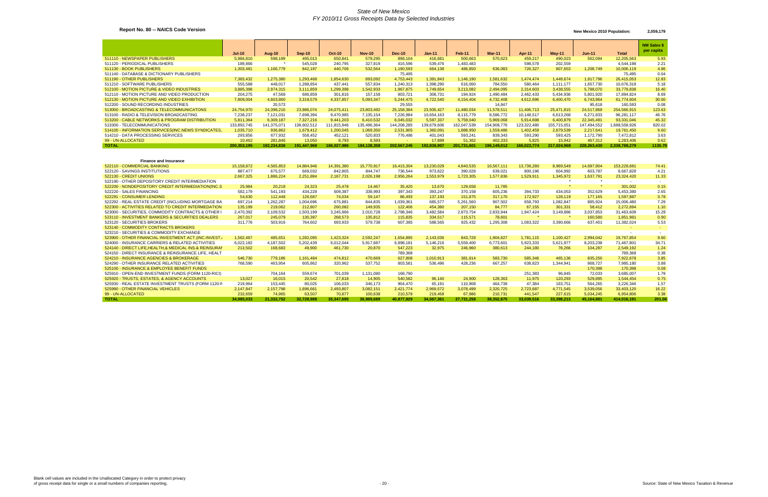*State of New Mexico*
*FY 2010/11 Gross Receipts Data by Selected Industries*

**Report No. 80 -- NAICS Code Version**

**New Mexico 2010 Population: 2,059,179**

| | Jul-10 | Aug-10 | Sep-10 | Oct-10 | Nov-10 | Dec-10 | Jan-11 | Feb-11 | Mar-11 | Apr-11 | May-11 | Jun-11 | Total | NM Sales $ per capita |
|---|---|---|---|---|---|---|---|---|---|---|---|---|---|---|
| 511110 - NEWSPAPER PUBLISHERS | 5,984,810 | 598,199 | 495,013 | 650,841 | 579,295 | 898,104 | 416,681 | 500,663 | 570,623 | 459,217 | 490,023 | 562,094 | 12,205,563 | 5.93 |
| 511120 - PERIODICAL PUBLISHERS | 189,866 | * | 545,028 | 240,795 | 327,819 | 416,596 | 539,476 | 1,483,483 | | 598,578 | 202,559 | | 4,544,198 | 2.21 |
| 511130 - BOOK PUBLISHERS | 1,303,481 | 1,166,779 | 842,197 | 440,706 | 532,564 | 1,190,593 | 664,138 | 486,850 | 636,083 | 726,327 | 807,653 | 1,208,749 | 10,006,119 | 4.86 |
| 511140 - DATABASE & DICTIONARY PUBLISHERS | | | | | | 75,495 | | | | | | | 75,495 | 0.04 |
| 511190 - OTHER PUBLISHERS | 7,383,432 | 1,275,380 | 1,293,468 | 1,854,630 | 893,092 | 4,753,443 | 1,391,843 | 1,146,190 | 1,581,632 | 1,474,474 | 1,449,674 | 1,917,796 | 26,415,053 | 12.83 |
| 511210 - SOFTWARE PUBLISHERS | 555,588 | 448,017 | 1,288,854 | 437,441 | 557,834 | 1,240,313 | 1,398,290 | 616,060 | 784,550 | 580,464 | 1,111,177 | 1,657,730 | 10,676,318 | 5.18 |
| 512100 - MOTION PICTURE & VIDEO INDUSTRIES | 3,885,398 | 2,974,315 | 3,111,859 | 1,299,398 | 1,542,933 | 1,967,875 | 1,749,654 | 3,213,082 | 2,494,095 | 2,314,603 | 3,438,555 | 5,788,070 | 33,779,838 | 16.40 |
| 512110 - MOTION PICTURE AND VIDEO PRODUCTION | 204,275 | 47,568 | 686,859 | 301,816 | 157,158 | 803,721 | 308,731 | 194,924 | 1,490,484 | 2,462,433 | 5,434,936 | 5,801,920 | 17,894,824 | 8.69 |
| 512130 - MOTION PICTURE AND VIDEO EXHIBITION | 7,809,004 | 4,603,860 | 3,319,579 | 4,337,857 | 5,093,347 | 5,244,475 | 4,722,540 | 4,154,404 | 4,732,408 | 4,612,696 | 6,400,470 | 6,743,964 | 61,774,604 | 30.00 |
| 512200 - SOUND RECORDING INDUSTRIES | | 20,573 | | | | 29,555 | | | 14,847 | | | 95,618 | 160,593 | 0.08 |
| 513000 - BROADCASTING & TELECOMMUNICATONS | 24,754,970 | 24,398,216 | 23,986,074 | 24,075,411 | 23,803,492 | 25,158,384 | 23,935,427 | 11,480,034 | 11,578,511 | 11,406,713 | 25,471,815 | 24,517,869 | 254,566,915 | 123.63 |
| 513100 - RADIO & TELEVISION BROADCASTING | 7,238,237 | 7,121,031 | 7,698,394 | 9,470,985 | 7,135,154 | 7,226,984 | 10,654,163 | 8,115,779 | 8,586,772 | 10,148,517 | 6,613,268 | 6,271,833 | 96,281,117 | 46.76 |
| 513200 - CABLE NETWORKS & PROGRAM DISTRIBUTION | 5,811,364 | 6,309,187 | 7,327,216 | 9,441,203 | 6,410,532 | 6,045,032 | 5,597,337 | 5,759,040 | 5,969,068 | 5,914,698 | 6,400,879 | 22,345,491 | 93,331,046 | 45.32 |
| 513300 - TELECOMMUNICATIONS | 133,892,745 | 141,375,071 | 138,602,512 | 111,815,946 | 135,496,364 | 144,208,285 | 139,679,606 | 162,047,539 | 154,908,776 | 123,322,480 | 155,715,051 | 147,494,552 | 1,688,558,926 | 820.02 |
| 514100 - INFORMATION SERVICES(INC.NEWS SYNDICATES, | 1,035,710 | 936,862 | 1,679,412 | 1,200,045 | 1,069,350 | 2,531,905 | 1,360,091 | 1,888,950 | 1,559,486 | 1,402,459 | 2,879,539 | 2,217,641 | 19,761,450 | 9.60 |
| 514210 - DATA PROCESSING SERVICES | 293,856 | 677,932 | 558,452 | 452,121 | 520,833 | 776,486 | 401,043 | 593,241 | 839,343 | 593,290 | 593,425 | 1,172,790 | 7,472,812 | 3.63 |
| 99 - UN-ALLOCATED | 10,462 | 281,846 | 13,050 | 8,793 | 8,593 | - | 17,889 | 51,362 | 402,333 | 5,825 | 15,942 | 467,312 | 1,283,406 | 0.62 |
| **TOTAL** | **200,353,195** | **192,234,836** | **191,447,968** | **166,027,986** | **184,128,358** | **202,567,245** | **192,836,907** | **201,731,601** | **196,149,012** | **166,022,774** | **217,024,968** | **228,263,430** | **2,338,788,279** | **1135.79** |

| **Finance and Insurance** | Jul-10 | Aug-10 | Sep-10 | Oct-10 | Nov-10 | Dec-10 | Jan-11 | Feb-11 | Mar-11 | Apr-11 | May-11 | Jun-11 | Total | NM Sales $ per capita |
|---|---|---|---|---|---|---|---|---|---|---|---|---|---|---|
| 522110 - COMMERCIAL BANKING | 15,158,872 | 4,565,853 | 14,884,946 | 14,391,380 | 15,770,917 | 16,415,304 | 13,230,029 | 4,840,535 | 16,567,111 | 13,736,280 | 8,969,549 | 14,697,904 | 153,228,681 | 74.41 |
| 522120 - SAVINGS INSTITUTIONS | 887,477 | 675,577 | 669,032 | 842,805 | 844,747 | 736,544 | 973,622 | 390,028 | 639,021 | 800,196 | 604,992 | 603,787 | 8,667,828 | 4.21 |
| 522130 - CREDIT UNIONS | 2,667,325 | 1,886,224 | 2,251,884 | 2,167,731 | 2,026,198 | 2,956,264 | 1,553,979 | 1,723,305 | 1,577,836 | 1,529,911 | 1,345,972 | 1,637,791 | 23,324,420 | 11.33 |
| 522190 - OTHER DEPOSITORY CREDIT INTERMEDIATION | | | | | | | | | | * | * | * | - | - |
| 522200 - NONDEPOSITORY CREDIT INTERMEDIATION(INC.S | 25,984 | 20,218 | 24,323 | 25,478 | 14,467 | 35,420 | 13,670 | 129,658 | 11,785 | | * | * | 301,002 | 0.15 |
| 522220 - SALES FINANCING | 582,179 | 541,193 | 434,228 | 609,387 | 338,993 | 397,343 | 393,247 | 370,158 | 605,236 | 394,733 | 434,053 | 352,629 | 5,453,380 | 2.65 |
| 522291 - CONSUMER LENDING | 54,630 | 112,448 | 126,687 | 74,034 | 59,147 | 86,493 | 137,193 | 151,875 | 317,170 | 172,927 | 128,119 | 177,165 | 1,597,887 | 0.78 |
| 522292 - REAL ESTATE CREDIT (INCLUDING MORTGAGE BA | 697,214 | 1,262,287 | 1,004,696 | 675,881 | 844,835 | 1,039,361 | 685,577 | 5,261,560 | 907,502 | 658,793 | 1,082,847 | 885,924 | 15,006,480 | 7.29 |
| 522300 - ACTIVITIES RELATED TO CREDIT INTERMEDIATION | 135,199 | 219,062 | 212,807 | 260,082 | 149,935 | 122,406 | 454,380 | 207,150 | 84,777 | 67,155 | 301,331 | 58,412 | 2,272,694 | 1.10 |
| 523000 - SECURITIES, COMMODITY CONTRACTS & OTHER I | 2,470,392 | 2,109,532 | 1,503,199 | 3,245,966 | 2,010,728 | 2,798,346 | 3,482,584 | 2,873,754 | 2,833,944 | 1,947,424 | 3,149,886 | 3,037,853 | 31,463,609 | 15.28 |
| 523110 - INVESTMENT BANKERS & SECURITIES DEALERS | 267,017 | 245,079 | 130,397 | 268,573 | 135,812 | 115,835 | 334,517 | 115,571 | 78,601 | * | * | 160,580 | 1,851,981 | 0.90 |
| 523120 - SECURITIES BROKERS | 311,776 | 503,916 | 764,602 | 693,933 | 579,738 | 607,365 | 588,565 | 925,432 | 1,295,308 | 1,083,322 | 3,390,666 | 637,401 | 11,382,024 | 5.53 |
| 523140 - COMMODITY CONTRACTS BROKERS | | | | | | | | | | | | | - | - |
| 523210 - SECURITIES & COMMODITY EXCHANGE | | | | | | | | | | | | | - | - |
| 523900 - OTHER FINANCIAL INVESTMENT ACT.(INC.INVEST.A | 1,562,467 | 485,651 | 1,282,095 | 1,423,324 | 2,592,247 | 1,654,895 | 2,143,036 | 843,728 | 1,904,827 | 1,781,115 | 1,100,427 | 2,994,042 | 19,767,854 | 9.60 |
| 524000 - INSURANCE CARRIERS & RELATED ACTIVITIES | 6,022,182 | 4,187,502 | 5,202,439 | 6,012,044 | 5,917,687 | 6,898,181 | 5,146,216 | 5,559,400 | 6,773,601 | 5,923,333 | 5,621,977 | 8,203,238 | 71,467,801 | 34.71 |
| 524140 - DIRECT LIFE,HEALTH,& MEDICAL INS.& REINSURAN | 213,502 | 168,683 | 49,900 | 461,730 | 20,870 | 547,223 | 32,975 | 246,960 | 380,613 | 244,180 | 78,266 | 104,287 | 2,549,192 | 1.24 |
| 524150 - DIRECT INSURANCE & REINSURANCE LIFE, HEALT | | | | | | 789,368 | | | | | | | 789,368 | 0.38 |
| 524210 - INSURANCE AGENCIES & BROKERAGE | 546,730 | 779,186 | 1,161,484 | 474,812 | 470,669 | 627,808 | 1,010,913 | 381,614 | 583,730 | 585,346 | 465,136 | 835,250 | 7,922,678 | 3.85 |
| 524290 - OTHER INSURANCE RELATED ACTIVITIES | 768,590 | 463,954 | 605,862 | 320,962 | 537,752 | 803,581 | 536,496 | 428,236 | 667,257 | 638,823 | 1,344,941 | 868,727 | 7,985,180 | 3.88 |
| 525100 - INSURANCE & EMPLOYEE BENEFIT FUNDS | | | | | | | | | | | | 170,398 | 170,398 | 0.08 |
| 525910 - OPEN-END INVESTMENT FUNDS (FORM 1120-RICI) | | 704,164 | 559,674 | 701,039 | 1,131,080 | 168,790 | | | | 251,383 | 96,845 | 72,033 | 3,685,007 | 1.79 |
| 525920 - TRUSTS, ESTATES, & AGENCY ACCOUNTS | 13,027 | 16,015 | 20,542 | 27,818 | 14,905 | 540,582 | 96,140 | 24,900 | 128,363 | 11,975 | 120,293 | 529,895 | 1,544,454 | 0.75 |
| 525930 - REAL ESTATE INVESTMENT TRUSTS (FORM 1120-F | 219,964 | 153,445 | 80,025 | 106,033 | 346,173 | 904,470 | 65,191 | 110,908 | 464,738 | 47,384 | 163,751 | 564,265 | 3,226,346 | 1.57 |
| 525990 - OTHER FINANCIAL VEHICLES | 2,147,847 | 2,157,798 | 1,696,661 | 2,493,807 | 3,082,151 | 2,421,774 | 2,969,572 | 3,078,499 | 2,320,725 | 2,723,687 | 4,771,545 | 3,539,056 | 33,403,120 | 16.22 |
| 99 - UN-ALLOCATED | 232,659 | 74,965 | 63,507 | 70,877 | 100,638 | 210,578 | 219,458 | 67,986 | 210,731 | 441,547 | 227,615 | 5,034,245 | 6,954,806 | 3.38 |
| **TOTAL** | **34,985,033** | **21,332,752** | **32,728,988** | **35,347,695** | **36,989,689** | **40,877,929** | **34,067,361** | **27,731,258** | **38,352,875** | **33,039,516** | **33,398,213** | **45,164,881** | **414,016,191** | **201.06** |

Blank cell values are included in the Unallocated Category in order to protect privacy of gross receipt data for single or a small numbers of companies reporting.

Source: State of New Mexico Taxation & Revenue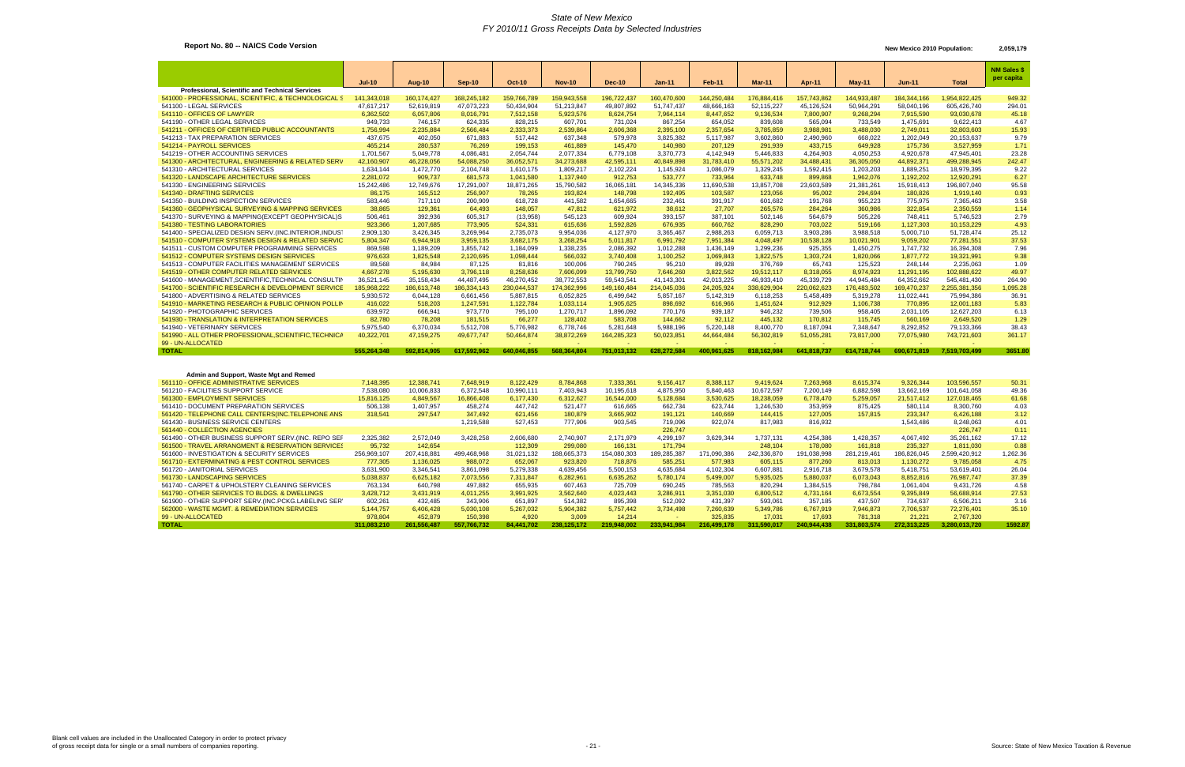# State of New Mexico
## FY 2010/11 Gross Receipts Data by Selected Industries

**Report No. 80 -- NAICS Code Version**

New Mexico 2010 Population: 2,059,179

| | Jul-10 | Aug-10 | Sep-10 | Oct-10 | Nov-10 | Dec-10 | Jan-11 | Feb-11 | Mar-11 | Apr-11 | May-11 | Jun-11 | Total | NM Sales $ per capita |
|---|---|---|---|---|---|---|---|---|---|---|---|---|---|---|
| **Professional, Scientific and Technical Services** | | | | | | | | | | | | | | |
| 541000 - PROFESSIONAL, SCIENTIFIC, & TECHNOLOGICAL S | 141,343,018 | 160,174,427 | 168,245,182 | 159,766,789 | 159,943,558 | 196,722,437 | 160,470,600 | 144,250,484 | 176,884,416 | 157,743,862 | 144,933,487 | 184,344,166 | 1,954,822,425 | 949.32 |
| 541100 - LEGAL SERVICES | 47,617,217 | 52,619,819 | 47,073,223 | 50,434,904 | 51,213,847 | 49,807,892 | 51,747,437 | 48,666,163 | 52,115,227 | 45,126,524 | 50,964,291 | 58,040,196 | 605,426,740 | 294.01 |
| 541110 - OFFICES OF LAWYER | 6,362,502 | 6,057,806 | 8,016,791 | 7,512,158 | 5,923,576 | 8,624,754 | 7,964,114 | 8,447,652 | 9,136,534 | 7,800,907 | 9,268,294 | 7,915,590 | 93,030,678 | 45.18 |
| 541190 - OTHER LEGAL SERVICES | 949,733 | 746,157 | 624,335 | 828,215 | 607,701 | 731,024 | 867,254 | 654,052 | 839,608 | 565,094 | 733,549 | 1,475,691 | 9,622,413 | 4.67 |
| 541211 - OFFICES OF CERTIFIED PUBLIC ACCOUNTANTS | 1,756,994 | 2,235,884 | 2,566,484 | 2,333,373 | 2,539,864 | 2,606,368 | 2,395,100 | 2,357,654 | 3,785,859 | 3,988,981 | 3,488,030 | 2,749,011 | 32,803,603 | 15.93 |
| 541213 - TAX PREPARATION SERVICES | 437,675 | 402,050 | 671,883 | 517,442 | 637,348 | 579,978 | 3,825,382 | 5,117,987 | 3,602,860 | 2,490,960 | 668,022 | 1,202,049 | 20,153,637 | 9.79 |
| 541214 - PAYROLL SERVICES | 465,214 | 280,537 | 76,269 | 199,153 | 461,889 | 145,470 | 140,980 | 207,129 | 291,939 | 433,715 | 649,928 | 175,736 | 3,527,959 | 1.71 |
| 541219 - OTHER ACCOUNTING SERVICES | 1,701,567 | 5,049,778 | 4,086,481 | 2,054,744 | 2,077,334 | 6,779,108 | 3,370,773 | 4,142,949 | 5,446,833 | 4,264,903 | 4,050,253 | 4,920,678 | 47,945,401 | 23.28 |
| 541300 - ARCHITECTURAL, ENGINEERING & RELATED SERV | 42,160,907 | 46,228,056 | 54,088,250 | 36,052,571 | 34,273,688 | 42,595,111 | 40,849,898 | 31,783,410 | 55,571,202 | 34,488,431 | 36,305,050 | 44,892,371 | 499,288,945 | 242.47 |
| 541310 - ARCHITECTURAL SERVICES | 1,634,144 | 1,472,770 | 2,104,748 | 1,610,175 | 1,809,217 | 2,102,224 | 1,145,924 | 1,086,079 | 1,329,245 | 1,592,415 | 1,203,203 | 1,889,251 | 18,979,395 | 9.22 |
| 541320 - LANDSCAPE ARCHITECTURE SERVICES | 2,281,072 | 909,737 | 681,573 | 1,041,580 | 1,137,940 | 912,753 | 533,777 | 733,964 | 633,748 | 899,868 | 1,962,076 | 1,192,202 | 12,920,291 | 6.27 |
| 541330 - ENGINEERING SERVICES | 15,242,486 | 12,749,676 | 17,291,007 | 18,871,265 | 15,790,582 | 16,065,181 | 14,345,336 | 11,690,538 | 13,857,708 | 23,603,589 | 21,381,261 | 15,918,413 | 196,807,040 | 95.58 |
| 541340 - DRAFTING SERVICES | 86,175 | 165,512 | 256,907 | 78,265 | 193,824 | 148,798 | 192,495 | 103,587 | 123,056 | 95,002 | 294,694 | 180,826 | 1,919,140 | 0.93 |
| 541350 - BUILDING INSPECTION SERVICES | 583,446 | 717,110 | 200,909 | 618,728 | 441,582 | 1,654,665 | 232,461 | 391,917 | 601,682 | 191,768 | 955,223 | 775,975 | 7,365,463 | 3.58 |
| 541360 - GEOPHYSICAL SURVEYING & MAPPING SERVICES | 38,865 | 129,361 | 64,493 | 148,057 | 47,812 | 621,972 | 38,612 | 27,707 | 265,576 | 284,264 | 360,986 | 322,854 | 2,350,559 | 1.14 |
| 541370 - SURVEYING & MAPPING(EXCEPT GEOPHYSICAL)S | 506,461 | 392,936 | 605,317 | (13,958) | 545,123 | 609,924 | 393,157 | 387,101 | 502,146 | 564,679 | 505,226 | 748,411 | 5,746,523 | 2.79 |
| 541380 - TESTING LABORATORIES | 923,366 | 1,207,685 | 773,905 | 524,331 | 615,636 | 1,592,826 | 676,935 | 660,762 | 828,290 | 703,022 | 519,166 | 1,127,303 | 10,153,229 | 4.93 |
| 541400 - SPECIALIZED DESIGN SERV.(INC.INTERIOR,INDUS | 2,909,130 | 3,426,345 | 3,269,964 | 2,735,073 | 9,954,036 | 4,127,970 | 3,365,467 | 2,988,263 | 6,059,713 | 3,903,286 | 3,988,518 | 5,000,710 | 51,728,474 | 25.12 |
| 541510 - COMPUTER SYSTEMS DESIGN & RELATED SERVIC | 5,804,347 | 6,944,918 | 3,959,135 | 3,682,175 | 3,268,254 | 5,011,817 | 6,991,792 | 7,951,384 | 4,048,497 | 10,538,128 | 10,021,901 | 9,059,202 | 77,281,551 | 37.53 |
| 541511 - CUSTOM COMPUTER PROGRAMMING SERVICES | 869,598 | 1,189,209 | 1,855,742 | 1,184,099 | 1,338,235 | 2,086,392 | 1,012,288 | 1,436,149 | 1,299,236 | 925,355 | 1,450,275 | 1,747,732 | 16,394,308 | 7.96 |
| 541512 - COMPUTER SYSTEMS DESIGN SERVICES | 976,633 | 1,825,548 | 2,120,695 | 1,098,444 | 566,032 | 3,740,408 | 1,100,252 | 1,069,843 | 1,822,575 | 1,303,724 | 1,820,066 | 1,877,772 | 19,321,991 | 9.38 |
| 541513 - COMPUTER FACILITIES MANAGEMENT SERVICES | 89,568 | 84,984 | 87,125 | 81,816 | 100,006 | 790,245 | 95,210 | 89,928 | 376,769 | 65,743 | 125,523 | 248,144 | 2,235,063 | 1.09 |
| 541519 - OTHER COMPUTER RELATED SERVICES | 4,667,278 | 5,195,630 | 3,796,118 | 8,258,636 | 7,606,099 | 13,799,750 | 7,646,260 | 3,822,562 | 19,512,117 | 8,318,055 | 8,974,923 | 11,291,195 | 102,888,622 | 49.97 |
| 541600 - MANAGEMENT,SCIENTIFIC,TECHNICAL CONSULTIN | 36,521,145 | 35,158,434 | 44,487,495 | 46,270,452 | 38,772,553 | 59,543,541 | 41,143,301 | 42,013,225 | 46,933,410 | 45,339,729 | 44,945,484 | 64,352,662 | 545,481,430 | 264.90 |
| 541700 - SCIENTIFIC RESEARCH & DEVELOPMENT SERVICE | 185,968,222 | 186,613,748 | 186,334,143 | 230,044,537 | 174,362,996 | 149,160,484 | 214,045,036 | 24,205,924 | 338,629,904 | 220,062,623 | 176,483,502 | 169,470,237 | 2,255,381,356 | 1,095.28 |
| 541800 - ADVERTISING & RELATED SERVICES | 5,930,572 | 6,044,128 | 6,661,456 | 5,887,815 | 6,052,825 | 6,499,642 | 5,857,167 | 5,142,319 | 6,118,253 | 5,458,489 | 5,319,278 | 11,022,441 | 75,994,386 | 36.91 |
| 541910 - MARKETING RESEARCH & PUBLIC OPINION POLLIN | 416,022 | 518,203 | 1,247,591 | 1,122,784 | 1,033,114 | 1,905,625 | 898,692 | 616,966 | 1,451,624 | 912,929 | 1,106,738 | 770,895 | 12,001,183 | 5.83 |
| 541920 - PHOTOGRAPHIC SERVICES | 639,972 | 666,941 | 973,770 | 795,100 | 1,270,717 | 1,896,092 | 770,176 | 939,187 | 946,232 | 739,506 | 958,405 | 2,031,105 | 12,627,203 | 6.13 |
| 541930 - TRANSLATION & INTERPRETATION SERVICES | 82,780 | 78,208 | 181,515 | 66,277 | 128,402 | 583,708 | 144,662 | 92,112 | 445,132 | 170,812 | 115,745 | 560,169 | 2,649,520 | 1.29 |
| 541940 - VETERINARY SERVICES | 5,975,540 | 6,370,034 | 5,512,708 | 5,776,982 | 6,778,746 | 5,281,648 | 5,988,196 | 5,220,148 | 8,400,770 | 8,187,094 | 7,348,647 | 8,292,852 | 79,133,366 | 38.43 |
| 541990 - ALL OTHER PROFESSIONAL,SCIENTIFIC,TECHNICA | 40,322,701 | 47,159,275 | 49,677,747 | 50,464,874 | 38,872,269 | 164,285,323 | 50,023,851 | 44,664,484 | 56,302,819 | 51,055,281 | 73,817,000 | 77,075,980 | 743,721,603 | 361.17 |
| 99 - UN-ALLOCATED | - | - | - | - | - | - | - | - | - | - | - | - | - | |
| **TOTAL** | **555,264,348** | **592,814,905** | **617,592,962** | **640,046,855** | **568,364,804** | **751,013,132** | **628,272,584** | **400,961,625** | **818,162,984** | **641,818,737** | **614,718,744** | **690,671,819** | **7,519,703,499** | **3651.80** |

| | Jul-10 | Aug-10 | Sep-10 | Oct-10 | Nov-10 | Dec-10 | Jan-11 | Feb-11 | Mar-11 | Apr-11 | May-11 | Jun-11 | Total | NM Sales $ per capita |
|---|---|---|---|---|---|---|---|---|---|---|---|---|---|---|
| **Admin and Support, Waste Mgt and Remed** | | | | | | | | | | | | | | |
| 561110 - OFFICE ADMINISTRATIVE SERVICES | 7,148,395 | 12,388,741 | 7,648,919 | 8,122,429 | 8,784,868 | 7,333,361 | 9,156,417 | 8,388,117 | 9,419,624 | 7,263,968 | 8,615,374 | 9,326,344 | 103,596,557 | 50.31 |
| 561210 - FACILITIES SUPPORT SERVICE | 7,538,080 | 10,006,833 | 6,372,548 | 10,990,111 | 7,403,943 | 10,195,618 | 4,875,950 | 5,840,463 | 10,672,597 | 7,200,149 | 6,882,598 | 13,662,169 | 101,641,058 | 49.36 |
| 561300 - EMPLOYMENT SERVICES | 15,816,125 | 4,849,567 | 16,866,408 | 6,177,430 | 6,312,627 | 16,544,000 | 5,128,684 | 3,530,625 | 18,238,059 | 6,778,470 | 5,259,057 | 21,517,412 | 127,018,465 | 61.68 |
| 561410 - DOCUMENT PREPARATION SERVICES | 506,138 | 1,407,957 | 458,274 | 447,742 | 521,477 | 616,665 | 662,734 | 623,744 | 1,246,530 | 353,959 | 875,425 | 580,114 | 8,300,760 | 4.03 |
| 561420 - TELEPHONE CALL CENTERS(INC.TELEPHONE ANS | 318,541 | 297,547 | 347,492 | 621,456 | 180,879 | 3,665,902 | 191,121 | 140,669 | 144,415 | 127,005 | 157,815 | 233,347 | 6,426,188 | 3.12 |
| 561430 - BUSINESS SERVICE CENTERS | | | 1,219,588 | 527,453 | 777,906 | 903,545 | 719,096 | 922,074 | 817,983 | 816,932 | | 1,543,486 | 8,248,063 | 4.01 |
| 561440 - COLLECTION AGENCIES | | | | | | | 226,747 | | | | | | 226,747 | 0.11 |
| 561490 - OTHER BUSINESS SUPPORT SERV.(INC. REPO SEF | 2,325,382 | 2,572,049 | 3,428,258 | 2,606,680 | 2,740,907 | 2,171,979 | 4,299,197 | 3,629,344 | 1,737,131 | 4,254,386 | 1,428,357 | 4,067,492 | 35,261,162 | 17.12 |
| 561500 - TRAVEL ARRANGMENT & RESERVATION SERVICES | 95,732 | 142,654 | | 112,309 | 299,080 | 166,131 | 171,794 | | 248,104 | 178,080 | 161,818 | 235,327 | 1,811,030 | 0.88 |
| 561600 - INVESTIGATION & SECURITY SERVICES | 256,969,107 | 207,418,881 | 499,468,968 | 31,021,132 | 188,665,373 | 154,080,303 | 189,285,387 | 171,090,386 | 242,336,870 | 191,038,998 | 281,219,461 | 186,826,045 | 2,599,420,912 | 1,262.36 |
| 561710 - EXTERMINATING & PEST CONTROL SERVICES | 777,305 | 1,136,025 | 988,072 | 652,067 | 923,820 | 718,876 | 585,251 | 577,983 | 605,115 | 877,260 | 813,013 | 1,130,272 | 9,785,058 | 4.75 |
| 561720 - JANITORIAL SERVICES | 3,631,900 | 3,346,541 | 3,861,098 | 5,279,338 | 4,639,456 | 5,500,153 | 4,635,684 | 4,102,304 | 6,607,881 | 2,916,718 | 3,679,578 | 5,418,751 | 53,619,401 | 26.04 |
| 561730 - LANDSCAPING SERVICES | 5,038,837 | 6,625,182 | 7,073,556 | 7,311,847 | 6,282,961 | 6,635,262 | 5,780,174 | 5,499,007 | 5,935,025 | 5,880,037 | 6,073,043 | 8,852,816 | 76,987,747 | 37.39 |
| 561740 - CARPET & UPHOLSTERY CLEANING SERVICES | 763,134 | 640,798 | 497,882 | 655,935 | 607,463 | 725,709 | 690,245 | 785,563 | 820,294 | 1,384,515 | 798,784 | 1,061,404 | 9,431,726 | 4.58 |
| 561790 - OTHER SERVICES TO BLDGS. & DWELLINGS | 3,428,712 | 3,431,919 | 4,011,255 | 3,991,925 | 3,562,640 | 4,023,443 | 3,286,911 | 3,351,030 | 6,800,512 | 4,731,164 | 6,673,554 | 9,395,849 | 56,688,914 | 27.53 |
| 561900 - OTHER SUPPORT SERV.(INC.PCKG.LABELING SER | 602,261 | 432,485 | 343,906 | 651,897 | 514,382 | 895,398 | 512,092 | 431,397 | 593,061 | 357,185 | 437,507 | 734,637 | 6,506,211 | 3.16 |
| 562000 - WASTE MGMT. & REMEDIATION SERVICES | 5,144,757 | 6,406,428 | 5,030,108 | 5,267,032 | 5,904,382 | 5,757,442 | 3,734,498 | 7,260,639 | 5,349,786 | 6,767,919 | 7,946,873 | 7,706,537 | 72,276,401 | 35.10 |
| 99 - UN-ALLOCATED | 978,804 | 452,879 | 150,398 | 4,920 | 3,009 | 14,214 | - | 325,835 | 17,031 | 17,693 | 781,318 | 21,221 | 2,767,320 | |
| **TOTAL** | **311,083,210** | **261,556,487** | **557,766,732** | **84,441,702** | **238,125,172** | **219,948,002** | **233,941,984** | **216,499,178** | **311,590,017** | **240,944,438** | **331,803,574** | **272,313,225** | **3,280,013,720** | **1592.87** |

Blank cell values are included in the Unallocated Category in order to protect privacy of gross receipt data for single or a small numbers of companies reporting.

Source: State of New Mexico Taxation & Revenue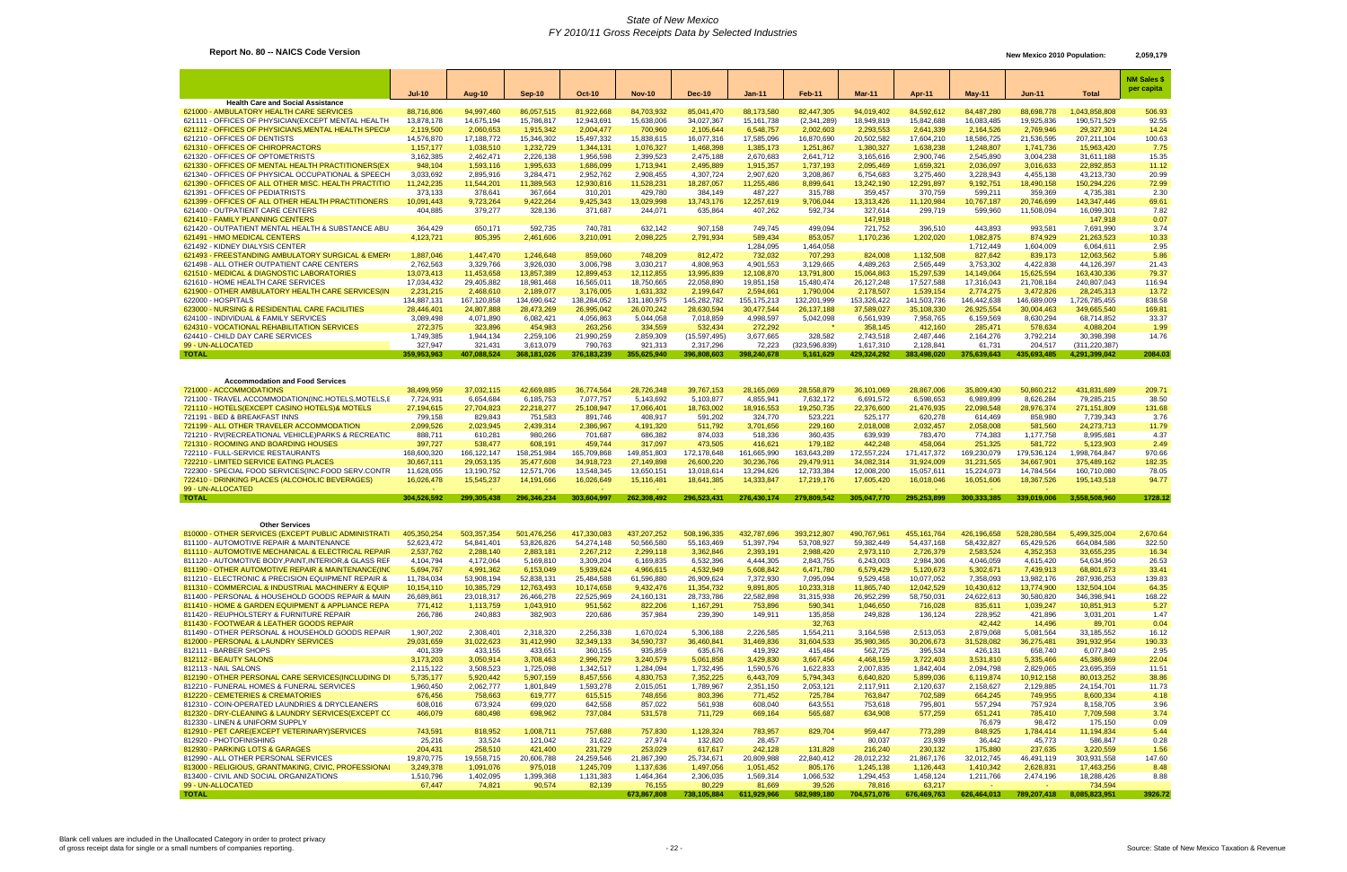# State of New Mexico
## FY 2010/11 Gross Receipts Data by Selected Industries

**Report No. 80 -- NAICS Code Version**

New Mexico 2010 Population: 2,059,179

| | Jul-10 | Aug-10 | Sep-10 | Oct-10 | Nov-10 | Dec-10 | Jan-11 | Feb-11 | Mar-11 | Apr-11 | May-11 | Jun-11 | Total | NM Sales $ per capita |
|---|---|---|---|---|---|---|---|---|---|---|---|---|---|---|
| **Health Care and Social Assistance** | | | | | | | | | | | | | | |
| 621000 - AMBULATORY HEALTH CARE SERVICES | 88,716,806 | 94,997,460 | 86,057,515 | 81,922,668 | 84,703,932 | 85,041,470 | 88,173,580 | 82,447,305 | 94,019,402 | 84,592,612 | 84,487,280 | 88,698,778 | 1,043,858,808 | 506.93 |
| 621111 - OFFICES OF PHYSICIAN(EXCEPT MENTAL HEALTH | 13,878,178 | 14,675,194 | 15,786,817 | 12,943,691 | 15,638,006 | 34,027,367 | 15,161,738 | (2,341,289) | 18,949,819 | 15,842,688 | 16,083,485 | 19,925,836 | 190,571,529 | 92.55 |
| 621112 - OFFICES OF PHYSICIANS,MENTAL HEALTH SPECIA | 2,119,500 | 2,060,653 | 1,915,342 | 2,004,477 | 700,960 | 2,105,644 | 6,548,757 | 2,002,603 | 2,293,553 | 2,641,339 | 2,164,526 | 2,769,946 | 29,327,301 | 14.24 |
| 621210 - OFFICES OF DENTISTS | 14,576,870 | 17,188,772 | 15,346,302 | 15,497,332 | 15,838,615 | 16,077,316 | 17,585,096 | 16,870,690 | 20,502,582 | 17,604,210 | 18,586,725 | 21,536,595 | 207,211,104 | 100.63 |
| 621310 - OFFICES OF CHIROPRACTORS | 1,157,177 | 1,038,510 | 1,232,729 | 1,344,131 | 1,076,327 | 1,468,398 | 1,385,173 | 1,251,867 | 1,380,327 | 1,638,238 | 1,248,807 | 1,741,736 | 15,963,420 | 7.75 |
| 621320 - OFFICES OF OPTOMETRISTS | 3,162,385 | 2,462,471 | 2,226,138 | 1,956,598 | 2,399,523 | 2,475,188 | 2,670,683 | 2,641,712 | 3,165,616 | 2,900,746 | 2,545,890 | 3,004,238 | 31,611,188 | 15.35 |
| 621330 - OFFICES OF MENTAL HEALTH PRACTITIONERS(EX | 948,104 | 1,593,116 | 1,995,633 | 1,686,099 | 1,713,941 | 2,495,889 | 1,915,357 | 1,737,193 | 2,095,469 | 1,659,321 | 2,036,097 | 3,016,633 | 22,892,853 | 11.12 |
| 621340 - OFFICES OF PHYSICAL OCCUPATIONAL & SPEECH | 3,033,692 | 2,895,916 | 3,284,471 | 2,952,762 | 2,908,455 | 4,307,724 | 2,907,620 | 3,208,867 | 6,754,683 | 3,275,460 | 3,228,943 | 4,455,138 | 43,213,730 | 20.99 |
| 621390 - OFFICES OF ALL OTHER MISC. HEALTH PRACTITIO | 11,242,235 | 11,544,201 | 11,389,563 | 12,930,816 | 11,528,231 | 18,287,057 | 11,255,486 | 8,899,641 | 13,242,190 | 12,291,897 | 9,192,751 | 18,490,158 | 150,294,226 | 72.99 |
| 621391 - OFFICES OF PEDIATRISTS | 373,133 | 378,641 | 367,664 | 310,201 | 429,780 | 384,149 | 487,227 | 315,788 | 359,457 | 370,759 | 599,211 | 359,369 | 4,735,381 | 2.30 |
| 621399 - OFFICES OF ALL OTHER HEALTH PRACTITIONERS | 10,091,443 | 9,723,264 | 9,422,264 | 9,425,343 | 13,029,998 | 13,743,176 | 12,257,619 | 9,706,044 | 13,313,426 | 11,120,984 | 10,767,187 | 20,746,699 | 143,347,446 | 69.61 |
| 621400 - OUTPATIENT CARE CENTERS | 404,885 | 379,277 | 328,136 | 371,687 | 244,071 | 635,864 | 407,262 | 592,734 | 327,614 | 299,719 | 599,960 | 11,508,094 | 16,099,301 | 7.82 |
| 621410 - FAMILY PLANNING CENTERS | | | | | | | | | 147,918 | | | | 147,918 | 0.07 |
| 621420 - OUTPATIENT MENTAL HEALTH & SUBSTANCE ABU | 364,429 | 650,171 | 592,735 | 740,781 | 632,142 | 907,158 | 749,745 | 499,094 | 721,752 | 396,510 | 443,893 | 993,581 | 7,691,990 | 3.74 |
| 621491 - HMO MEDICAL CENTERS | 4,123,721 | 805,395 | 2,461,606 | 3,210,091 | 2,098,225 | 2,791,934 | 589,434 | 853,057 | 1,170,236 | 1,202,020 | 1,082,875 | 874,929 | 21,263,523 | 10.33 |
| 621492 - KIDNEY DIALYSIS CENTER | | | | | | | 1,284,095 | 1,464,058 | | | 1,712,449 | 1,604,009 | 6,064,611 | 2.95 |
| 621493 - FREESTANDING AMBULATORY SURGICAL & EMER | 1,887,046 | 1,447,470 | 1,246,648 | 859,060 | 748,209 | 812,472 | 732,032 | 707,293 | 824,008 | 1,132,508 | 827,642 | 839,173 | 12,063,562 | 5.86 |
| 621498 - ALL OTHER OUTPATIENT CARE CENTERS | 2,762,563 | 3,329,766 | 3,926,030 | 3,006,798 | 3,030,217 | 4,808,953 | 4,901,553 | 3,129,665 | 4,489,263 | 2,565,449 | 3,753,302 | 4,422,838 | 44,126,397 | 21.43 |
| 621510 - MEDICAL & DIAGNOSTIC LABORATORIES | 13,073,413 | 11,453,658 | 13,857,389 | 12,899,453 | 12,112,855 | 13,995,839 | 12,108,870 | 13,791,800 | 15,064,863 | 15,297,539 | 14,149,064 | 15,625,594 | 163,430,336 | 79.37 |
| 621610 - HOME HEALTH CARE SERVICES | 17,034,432 | 29,405,882 | 18,981,468 | 16,565,011 | 18,750,665 | 22,058,890 | 19,851,158 | 15,480,474 | 26,127,248 | 17,527,588 | 17,316,043 | 21,708,184 | 240,807,043 | 116.94 |
| 621900 - OTHER AMBULATORY HEALTH CARE SERVICES(IN | 2,231,215 | 2,468,610 | 2,189,077 | 3,176,005 | 1,631,332 | 2,199,647 | 2,594,661 | 1,790,004 | 2,178,507 | 1,539,154 | 2,774,275 | 3,472,826 | 28,245,313 | 13.72 |
| 622000 - HOSPITALS | 134,887,131 | 167,120,858 | 134,690,642 | 138,284,052 | 131,180,975 | 145,282,782 | 155,175,213 | 132,201,999 | 153,326,422 | 141,503,736 | 146,442,638 | 146,689,009 | 1,726,785,455 | 838.58 |
| 623000 - NURSING & RESIDENTIAL CARE FACILITIES | 28,446,401 | 24,807,888 | 28,473,269 | 26,995,042 | 26,070,242 | 28,630,594 | 30,477,544 | 26,137,188 | 37,589,027 | 35,108,330 | 26,925,554 | 30,004,463 | 349,665,540 | 169.81 |
| 624100 - INDIVIDUAL & FAMILY SERVICES | 3,089,498 | 4,071,890 | 6,082,421 | 4,056,863 | 5,044,058 | 7,018,859 | 4,998,597 | 5,042,098 | 6,561,939 | 7,958,765 | 6,159,569 | 8,630,294 | 68,714,852 | 33.37 |
| 624310 - VOCATIONAL REHABILITATION SERVICES | 272,375 | 323,896 | 454,983 | 263,256 | 334,559 | 532,434 | 272,292 | - | 358,145 | 412,160 | 285,471 | 578,634 | 4,088,204 | 1.99 |
| 624410 - CHILD DAY CARE SERVICES | 1,749,385 | 1,944,134 | 2,259,106 | 21,990,259 | 2,859,309 | (15,597,495) | 3,677,665 | 328,582 | 2,743,518 | 2,487,446 | 2,164,276 | 3,792,214 | 30,398,398 | 14.76 |
| 99 - UN-ALLOCATED | 327,947 | 321,431 | 3,613,079 | 790,763 | 921,313 | 2,317,296 | 72,223 | (323,596,839) | 1,617,310 | 2,128,841 | 61,731 | 204,517 | (311,220,387) | |
| **TOTAL** | **359,953,963** | **407,088,524** | **368,181,026** | **376,183,239** | **355,625,940** | **396,808,603** | **398,240,678** | **5,161,629** | **429,324,292** | **383,498,020** | **375,639,643** | **435,693,485** | **4,291,399,042** | **2084.03** |
| | | | | | | | | | | | | | | |
| **Accommodation and Food Services** | | | | | | | | | | | | | | |
| 721000 - ACCOMMODATIONS | 38,499,959 | 37,032,115 | 42,669,885 | 36,774,564 | 28,726,348 | 39,767,153 | 28,165,069 | 28,558,879 | 36,101,069 | 28,867,006 | 35,809,430 | 50,860,212 | 431,831,689 | 209.71 |
| 721100 - TRAVEL ACCOMMODATION(INC.HOTELS,MOTELS,E | 7,724,931 | 6,654,684 | 6,185,753 | 7,077,757 | 5,143,692 | 5,103,877 | 4,855,941 | 7,632,172 | 6,691,572 | 6,596,653 | 6,989,899 | 8,626,284 | 79,285,215 | 38.50 |
| 721110 - HOTELS(EXCEPT CASINO HOTELS)& MOTELS | 27,194,615 | 27,704,823 | 22,218,277 | 25,108,947 | 17,066,401 | 18,763,002 | 18,916,553 | 19,250,735 | 22,376,600 | 21,476,935 | 22,098,548 | 28,976,374 | 271,151,809 | 131.68 |
| 721191 - BED & BREAKFAST INNS | 799,158 | 829,843 | 751,583 | 891,746 | 408,917 | 591,202 | 324,770 | 523,221 | 525,177 | 620,278 | 614,469 | 858,980 | 7,739,343 | 3.76 |
| 721199 - ALL OTHER TRAVELER ACCOMMODATION | 2,099,526 | 2,023,945 | 2,439,314 | 2,386,967 | 4,191,320 | 511,792 | 3,701,656 | 229,160 | 2,018,008 | 2,032,457 | 2,058,008 | 581,560 | 24,273,713 | 11.79 |
| 721210 - RV(RECREATIONAL VEHICLE)PARKS & RECREATIC | 888,711 | 610,281 | 980,266 | 701,687 | 686,382 | 874,033 | 518,336 | 360,435 | 639,939 | 783,470 | 774,383 | 1,177,758 | 8,995,681 | 4.37 |
| 721310 - ROOMING AND BOARDING HOUSES | 397,727 | 538,477 | 608,191 | 459,744 | 317,097 | 473,505 | 416,621 | 179,182 | 442,248 | 458,064 | 251,325 | 581,722 | 5,123,903 | 2.49 |
| 722110 - FULL-SERVICE RESTAURANTS | 168,600,320 | 166,122,147 | 158,251,984 | 165,709,868 | 149,851,803 | 172,178,648 | 161,665,990 | 163,643,289 | 172,557,224 | 171,417,372 | 169,220,079 | 179,536,124 | 1,998,764,847 | 970.66 |
| 722210 - LIMITED SERVICE EATING PLACES | 30,667,111 | 29,053,135 | 35,477,608 | 34,918,723 | 27,149,898 | 26,600,220 | 30,236,766 | 29,479,911 | 34,082,314 | 31,924,009 | 31,231,565 | 34,667,901 | 375,489,162 | 182.35 |
| 722300 - SPECIAL FOOD SERVICES(INC.FOOD SERV.CONTR | 11,628,055 | 13,190,752 | 12,571,706 | 13,548,345 | 13,650,151 | 13,018,614 | 13,294,626 | 12,733,384 | 12,008,200 | 15,057,611 | 15,224,073 | 14,784,564 | 160,710,080 | 78.05 |
| 722410 - DRINKING PLACES (ALCOHOLIC BEVERAGES) | 16,026,478 | 15,545,237 | 14,191,666 | 16,026,649 | 15,116,481 | 18,641,385 | 14,333,847 | 17,219,176 | 17,605,420 | 16,018,046 | 16,051,606 | 18,367,526 | 195,143,518 | 94.77 |
| 99 - UN-ALLOCATED | - | - | - | - | - | - | - | - | - | - | - | - | - | |
| **TOTAL** | **304,526,592** | **299,305,438** | **296,346,234** | **303,604,997** | **262,308,492** | **296,523,431** | **276,430,174** | **279,809,542** | **305,047,770** | **295,253,899** | **300,333,385** | **339,019,006** | **3,558,508,960** | **1728.12** |
| | | | | | | | | | | | | | | |
| **Other Services** | | | | | | | | | | | | | | |
| 810000 - OTHER SERVICES (EXCEPT PUBLIC ADMINISTRATI | 405,350,254 | 503,357,354 | 501,476,256 | 417,330,083 | 437,207,252 | 508,196,335 | 432,787,696 | 393,212,807 | 490,767,961 | 455,161,764 | 426,196,658 | 528,280,584 | 5,499,325,004 | 2,670.64 |
| 811100 - AUTOMOTIVE REPAIR & MAINTENANCE | 52,623,472 | 54,841,401 | 53,826,826 | 54,274,148 | 50,566,580 | 55,163,469 | 51,397,794 | 53,708,927 | 59,382,449 | 54,437,168 | 58,432,827 | 65,429,526 | 664,084,586 | 322.50 |
| 811110 - AUTOMOTIVE MECHANICAL & ELECTRICAL REPAIR | 2,537,762 | 2,288,140 | 2,883,181 | 2,267,212 | 2,299,118 | 3,362,846 | 2,393,191 | 2,988,420 | 2,973,110 | 2,726,379 | 2,583,524 | 4,352,353 | 33,655,235 | 16.34 |
| 811120 - AUTOMOTIVE BODY,PAINT,INTERIOR,& GLASS REF | 4,104,794 | 4,172,064 | 5,169,810 | 3,309,204 | 6,169,835 | 6,532,396 | 4,444,305 | 2,843,755 | 6,243,003 | 2,984,306 | 4,046,059 | 4,615,420 | 54,634,950 | 26.53 |
| 811190 - OTHER AUTOMOTIVE REPAIR & MAINTENANCE(INC | 5,694,767 | 4,991,362 | 6,153,049 | 5,939,624 | 4,966,615 | 4,532,949 | 5,608,842 | 6,471,780 | 6,579,429 | 5,120,673 | 5,302,671 | 7,439,913 | 68,801,673 | 33.41 |
| 811210 - ELECTRONIC & PRECISION EQUIPMENT REPAIR & | 11,784,034 | 53,908,194 | 52,838,131 | 25,484,588 | 61,596,880 | 26,909,624 | 7,372,930 | 7,095,094 | 9,529,458 | 10,077,052 | 7,358,093 | 13,982,176 | 287,936,253 | 139.83 |
| 811310 - COMMERCIAL & INDUSTRIAL MACHINERY & EQUIP | 10,154,110 | 10,385,729 | 12,763,493 | 10,174,658 | 9,432,476 | 11,354,732 | 9,891,805 | 10,233,318 | 11,865,740 | 12,042,529 | 10,430,612 | 13,774,900 | 132,504,104 | 64.35 |
| 811400 - PERSONAL & HOUSEHOLD GOODS REPAIR & MAIN | 26,689,861 | 23,018,317 | 26,466,278 | 22,525,969 | 24,160,131 | 28,733,786 | 22,582,898 | 31,315,938 | 26,952,299 | 58,750,031 | 24,622,613 | 30,580,820 | 346,398,941 | 168.22 |
| 811410 - HOME & GARDEN EQUIPMENT & APPLIANCE REPA | 771,412 | 1,113,759 | 1,043,910 | 951,562 | 822,206 | 1,167,291 | 753,896 | 590,341 | 1,046,650 | 716,028 | 835,611 | 1,039,247 | 10,851,913 | 5.27 |
| 811420 - REUPHOLSTERY & FURNITURE REPAIR | 266,786 | 240,883 | 382,903 | 220,686 | 357,984 | 239,390 | 149,911 | 135,858 | 249,828 | 136,124 | 228,952 | 421,896 | 3,031,201 | 1.47 |
| 811430 - FOOTWEAR & LEATHER GOODS REPAIR | | | | | | | | 32,763 | | | 42,442 | 14,496 | 89,701 | 0.04 |
| 811490 - OTHER PERSONAL & HOUSEHOLD GOODS REPAIR | 1,907,202 | 2,308,401 | 2,318,320 | 2,256,338 | 1,670,024 | 5,306,188 | 2,226,585 | 1,554,211 | 3,164,598 | 2,513,053 | 2,879,068 | 5,081,564 | 33,185,552 | 16.12 |
| 812000 - PERSONAL & LAUNDRY SERVICES | 29,031,659 | 31,022,623 | 31,412,990 | 32,349,133 | 34,590,737 | 36,460,841 | 31,469,836 | 31,604,533 | 35,980,365 | 30,206,673 | 31,528,082 | 36,275,481 | 391,932,954 | 190.33 |
| 812111 - BARBER SHOPS | 401,339 | 433,155 | 433,651 | 360,155 | 935,859 | 635,676 | 419,392 | 415,484 | 562,725 | 395,534 | 426,131 | 658,740 | 6,077,840 | 2.95 |
| 812112 - BEAUTY SALONS | 3,173,203 | 3,050,914 | 3,708,463 | 2,996,729 | 3,240,579 | 5,061,858 | 3,429,830 | 3,667,456 | 4,468,159 | 3,722,403 | 3,531,810 | 5,335,466 | 45,386,869 | 22.04 |
| 812113 - NAIL SALONS | 2,115,122 | 3,508,523 | 1,725,098 | 1,342,517 | 1,284,094 | 1,732,495 | 1,590,576 | 1,622,833 | 2,007,835 | 1,842,404 | 2,094,798 | 2,829,065 | 23,695,359 | 11.51 |
| 812190 - OTHER PERSONAL CARE SERVICES(INCLUDING DI | 5,735,177 | 5,920,442 | 5,907,159 | 8,457,556 | 4,830,753 | 7,352,225 | 6,443,709 | 5,794,343 | 6,640,820 | 5,899,036 | 6,119,874 | 10,912,158 | 80,013,252 | 38.86 |
| 812210 - FUNERAL HOMES & FUNERAL SERVICES | 1,960,450 | 2,062,777 | 1,801,849 | 1,593,278 | 2,015,051 | 1,789,967 | 2,351,150 | 2,053,121 | 2,117,911 | 2,120,637 | 2,158,627 | 2,129,885 | 24,154,701 | 11.73 |
| 812220 - CEMETERIES & CREMATORIES | 676,456 | 758,663 | 619,777 | 615,515 | 748,656 | 803,396 | 771,452 | 725,784 | 763,847 | 702,589 | 664,245 | 749,955 | 8,600,334 | 4.18 |
| 812310 - COIN-OPERATED LAUNDRIES & DRYCLEANERS | 608,016 | 673,924 | 699,020 | 642,558 | 857,022 | 561,938 | 608,040 | 643,551 | 753,618 | 795,801 | 557,294 | 757,924 | 8,158,705 | 3.96 |
| 812320 - DRY-CLEANING & LAUNDRY SERVICES(EXCEPT CC | 466,079 | 680,498 | 698,962 | 737,084 | 531,578 | 711,729 | 669,164 | 565,687 | 634,908 | 577,259 | 651,241 | 785,410 | 7,709,598 | 3.74 |
| 812330 - LINEN & UNIFORM SUPPLY | | | | | | | | | | | 76,679 | 98,472 | 175,150 | 0.09 |
| 812910 - PET CARE(EXCEPT VETERINARY)SERVICES | 743,591 | 818,952 | 1,008,711 | 757,688 | 757,830 | 1,128,324 | 783,957 | 829,704 | 959,447 | 773,289 | 848,925 | 1,784,414 | 11,194,834 | 5.44 |
| 812920 - PHOTOFINISHING | 25,216 | 33,524 | 121,042 | 31,622 | 27,974 | 132,820 | 28,457 | - | 80,037 | 23,939 | 36,442 | 45,773 | 586,847 | 0.28 |
| 812930 - PARKING LOTS & GARAGES | 204,431 | 258,510 | 421,400 | 231,729 | 253,029 | 617,617 | 242,128 | 131,828 | 216,240 | 230,132 | 175,880 | 237,635 | 3,220,559 | 1.56 |
| 812990 - ALL OTHER PERSONAL SERVICES | 19,870,775 | 19,558,715 | 20,606,788 | 24,259,546 | 21,867,390 | 25,734,671 | 20,809,988 | 22,840,412 | 28,012,232 | 21,867,176 | 32,012,745 | 46,491,119 | 303,931,558 | 147.60 |
| 813000 - RELIGIOUS, GRANTMAKING, CIVIC, PROFESSIONAI | 3,249,378 | 1,091,076 | 975,018 | 1,245,709 | 1,137,636 | 1,497,056 | 1,051,452 | 805,176 | 1,245,138 | 1,126,443 | 1,410,342 | 2,628,831 | 17,463,256 | 8.48 |
| 813400 - CIVIL AND SOCIAL ORGANIZATIONS | 1,510,796 | 1,402,095 | 1,399,368 | 1,131,383 | 1,464,364 | 2,306,035 | 1,569,314 | 1,066,532 | 1,294,453 | 1,458,124 | 1,211,766 | 2,474,196 | 18,288,426 | 8.88 |
| 99 - UN-ALLOCATED | 67,447 | 74,821 | 90,574 | 82,139 | 76,155 | 80,229 | 81,669 | 39,526 | 78,816 | 63,217 | - | - | 734,594 | |
| **TOTAL** | | | | | **673,867,808** | **738,105,884** | **611,929,966** | **582,989,180** | **704,571,076** | **676,469,763** | **626,464,013** | **789,207,418** | **8,085,823,951** | **3926.72** |

Blank cell values are included in the Unallocated Category in order to protect privacy of gross receipt data for single or a small numbers of companies reporting.

Source: State of New Mexico Taxation & Revenue